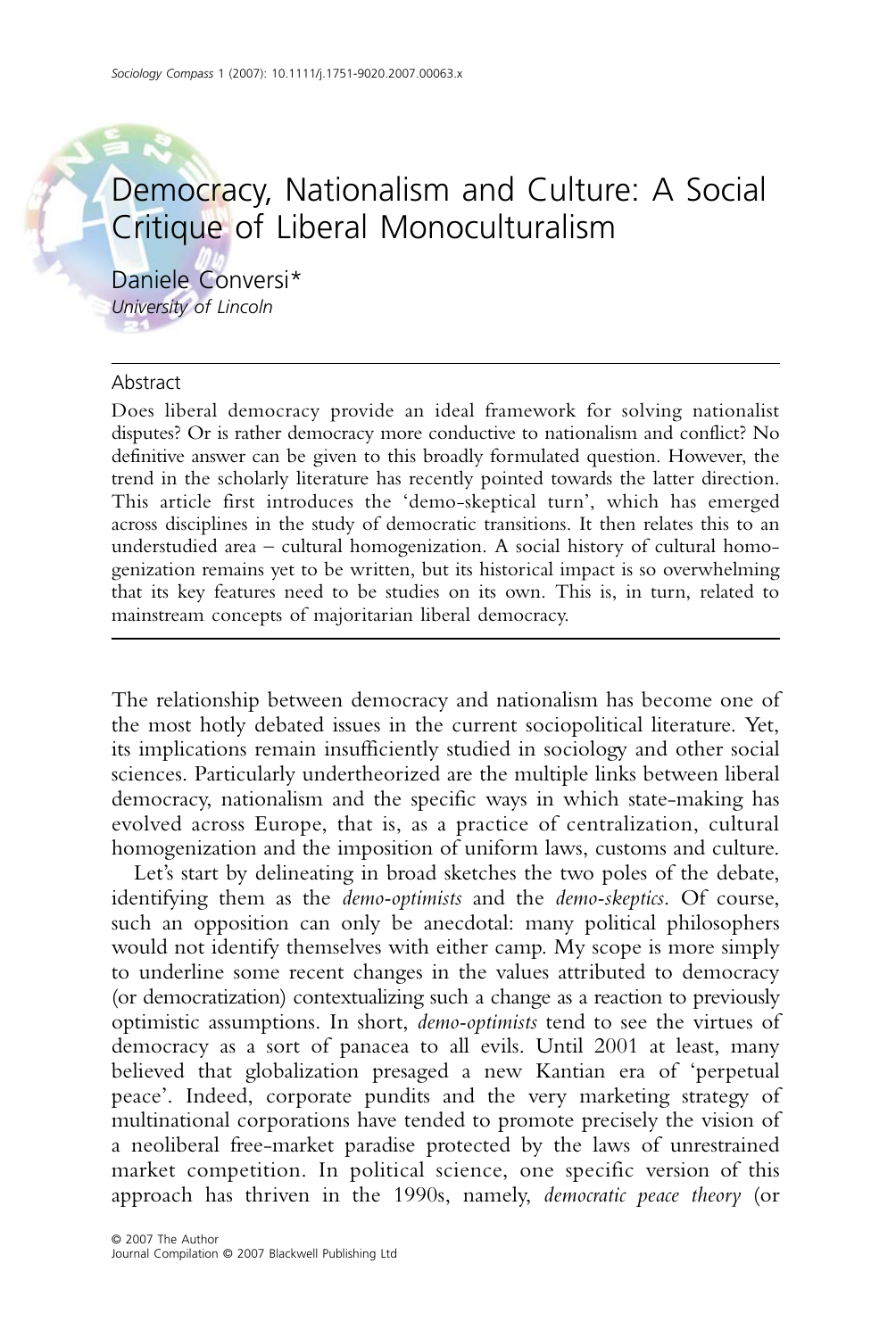# Democracy, Nationalism and Culture: A Social Critique of Liberal Monoculturalism

Daniele Conversi*
*University of Lincoln*

## Abstract

Does liberal democracy provide an ideal framework for solving nationalist disputes? Or is rather democracy more conductive to nationalism and conflict? No definitive answer can be given to this broadly formulated question. However, the trend in the scholarly literature has recently pointed towards the latter direction. This article first introduces the 'demo-skeptical turn', which has emerged across disciplines in the study of democratic transitions. It then relates this to an understudied area – cultural homogenization. A social history of cultural homogenization remains yet to be written, but its historical impact is so overwhelming that its key features need to be studies on its own. This is, in turn, related to mainstream concepts of majoritarian liberal democracy.

The relationship between democracy and nationalism has become one of the most hotly debated issues in the current sociopolitical literature. Yet, its implications remain insufficiently studied in sociology and other social sciences. Particularly undertheorized are the multiple links between liberal democracy, nationalism and the specific ways in which state-making has evolved across Europe, that is, as a practice of centralization, cultural homogenization and the imposition of uniform laws, customs and culture.

Let's start by delineating in broad sketches the two poles of the debate, identifying them as the *demo-optimists* and the *demo-skeptics*. Of course, such an opposition can only be anecdotal: many political philosophers would not identify themselves with either camp. My scope is more simply to underline some recent changes in the values attributed to democracy (or democratization) contextualizing such a change as a reaction to previously optimistic assumptions. In short, *demo-optimists* tend to see the virtues of democracy as a sort of panacea to all evils. Until 2001 at least, many believed that globalization presaged a new Kantian era of 'perpetual peace'. Indeed, corporate pundits and the very marketing strategy of multinational corporations have tended to promote precisely the vision of a neoliberal free-market paradise protected by the laws of unrestrained market competition. In political science, one specific version of this approach has thriven in the 1990s, namely, *democratic peace theory* (or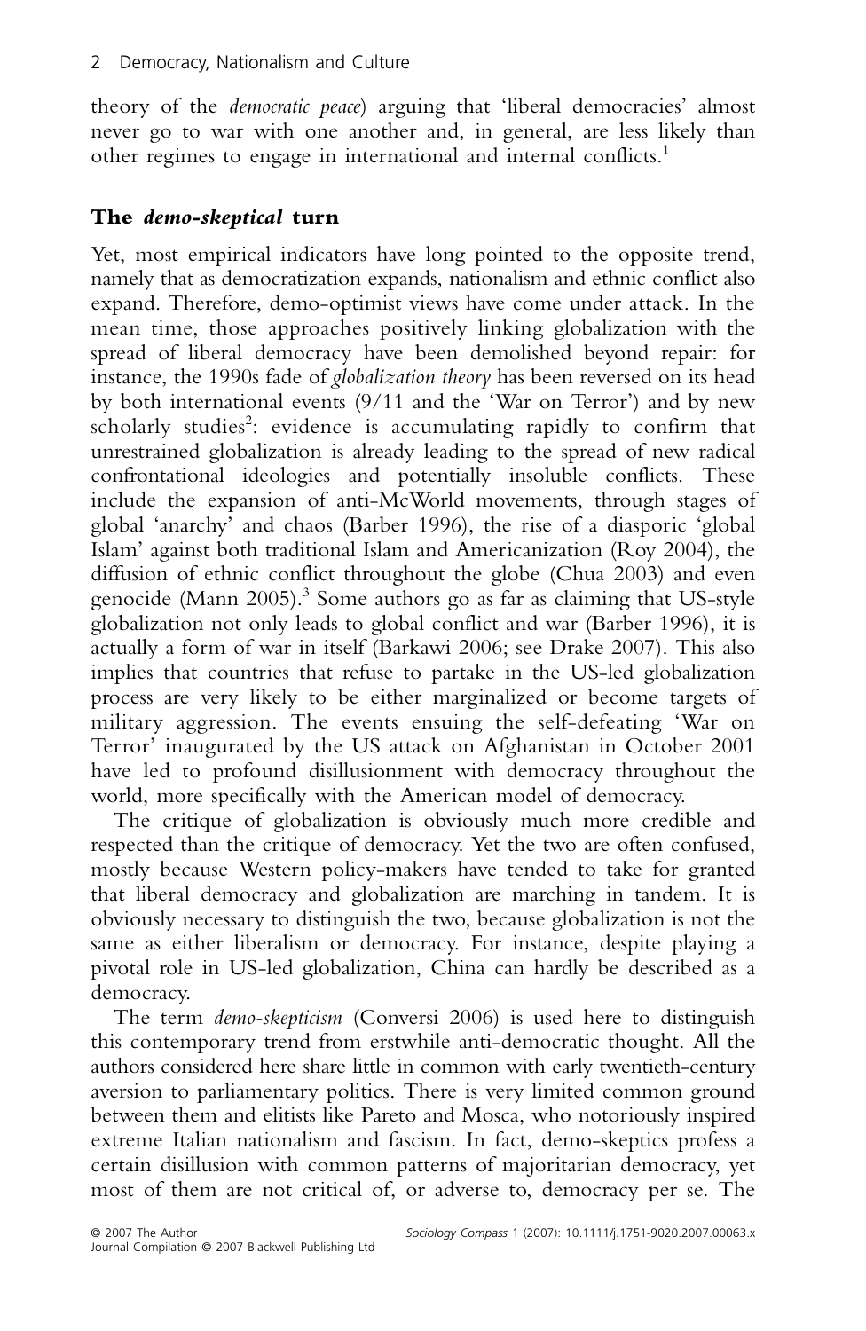theory of the *democratic peace*) arguing that 'liberal democracies' almost never go to war with one another and, in general, are less likely than other regimes to engage in international and internal conflicts.[1]

## The *demo-skeptical* turn

Yet, most empirical indicators have long pointed to the opposite trend, namely that as democratization expands, nationalism and ethnic conflict also expand. Therefore, demo-optimist views have come under attack. In the mean time, those approaches positively linking globalization with the spread of liberal democracy have been demolished beyond repair: for instance, the 1990s fade of *globalization theory* has been reversed on its head by both international events (9/11 and the 'War on Terror') and by new scholarly studies[2]: evidence is accumulating rapidly to confirm that unrestrained globalization is already leading to the spread of new radical confrontational ideologies and potentially insoluble conflicts. These include the expansion of anti-McWorld movements, through stages of global 'anarchy' and chaos (Barber 1996), the rise of a diasporic 'global Islam' against both traditional Islam and Americanization (Roy 2004), the diffusion of ethnic conflict throughout the globe (Chua 2003) and even genocide (Mann 2005).[3] Some authors go as far as claiming that US-style globalization not only leads to global conflict and war (Barber 1996), it is actually a form of war in itself (Barkawi 2006; see Drake 2007). This also implies that countries that refuse to partake in the US-led globalization process are very likely to be either marginalized or become targets of military aggression. The events ensuing the self-defeating 'War on Terror' inaugurated by the US attack on Afghanistan in October 2001 have led to profound disillusionment with democracy throughout the world, more specifically with the American model of democracy.

The critique of globalization is obviously much more credible and respected than the critique of democracy. Yet the two are often confused, mostly because Western policy-makers have tended to take for granted that liberal democracy and globalization are marching in tandem. It is obviously necessary to distinguish the two, because globalization is not the same as either liberalism or democracy. For instance, despite playing a pivotal role in US-led globalization, China can hardly be described as a democracy.

The term *demo-skepticism* (Conversi 2006) is used here to distinguish this contemporary trend from erstwhile anti-democratic thought. All the authors considered here share little in common with early twentieth-century aversion to parliamentary politics. There is very limited common ground between them and elitists like Pareto and Mosca, who notoriously inspired extreme Italian nationalism and fascism. In fact, demo-skeptics profess a certain disillusion with common patterns of majoritarian democracy, yet most of them are not critical of, or adverse to, democracy per se. The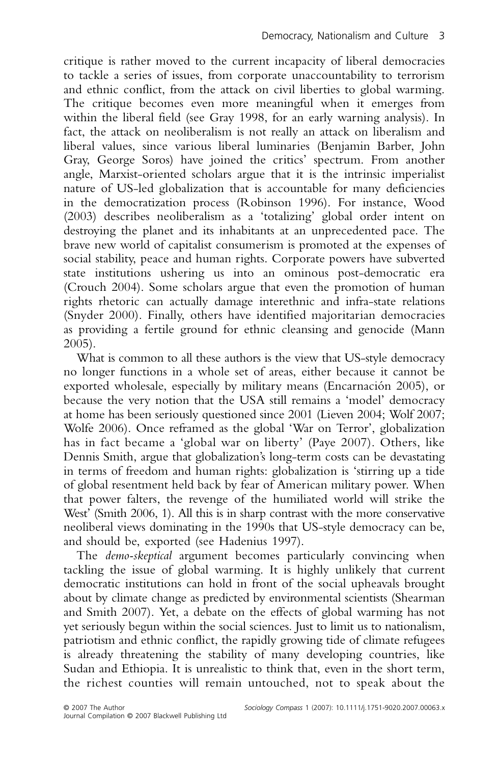critique is rather moved to the current incapacity of liberal democracies to tackle a series of issues, from corporate unaccountability to terrorism and ethnic conflict, from the attack on civil liberties to global warming. The critique becomes even more meaningful when it emerges from within the liberal field (see Gray 1998, for an early warning analysis). In fact, the attack on neoliberalism is not really an attack on liberalism and liberal values, since various liberal luminaries (Benjamin Barber, John Gray, George Soros) have joined the critics' spectrum. From another angle, Marxist-oriented scholars argue that it is the intrinsic imperialist nature of US-led globalization that is accountable for many deficiencies in the democratization process (Robinson 1996). For instance, Wood (2003) describes neoliberalism as a 'totalizing' global order intent on destroying the planet and its inhabitants at an unprecedented pace. The brave new world of capitalist consumerism is promoted at the expenses of social stability, peace and human rights. Corporate powers have subverted state institutions ushering us into an ominous post-democratic era (Crouch 2004). Some scholars argue that even the promotion of human rights rhetoric can actually damage interethnic and infra-state relations (Snyder 2000). Finally, others have identified majoritarian democracies as providing a fertile ground for ethnic cleansing and genocide (Mann 2005).

What is common to all these authors is the view that US-style democracy no longer functions in a whole set of areas, either because it cannot be exported wholesale, especially by military means (Encarnación 2005), or because the very notion that the USA still remains a 'model' democracy at home has been seriously questioned since 2001 (Lieven 2004; Wolf 2007; Wolfe 2006). Once reframed as the global 'War on Terror', globalization has in fact became a 'global war on liberty' (Paye 2007). Others, like Dennis Smith, argue that globalization's long-term costs can be devastating in terms of freedom and human rights: globalization is 'stirring up a tide of global resentment held back by fear of American military power. When that power falters, the revenge of the humiliated world will strike the West' (Smith 2006, 1). All this is in sharp contrast with the more conservative neoliberal views dominating in the 1990s that US-style democracy can be, and should be, exported (see Hadenius 1997).

The *demo-skeptical* argument becomes particularly convincing when tackling the issue of global warming. It is highly unlikely that current democratic institutions can hold in front of the social upheavals brought about by climate change as predicted by environmental scientists (Shearman and Smith 2007). Yet, a debate on the effects of global warming has not yet seriously begun within the social sciences. Just to limit us to nationalism, patriotism and ethnic conflict, the rapidly growing tide of climate refugees is already threatening the stability of many developing countries, like Sudan and Ethiopia. It is unrealistic to think that, even in the short term, the richest counties will remain untouched, not to speak about the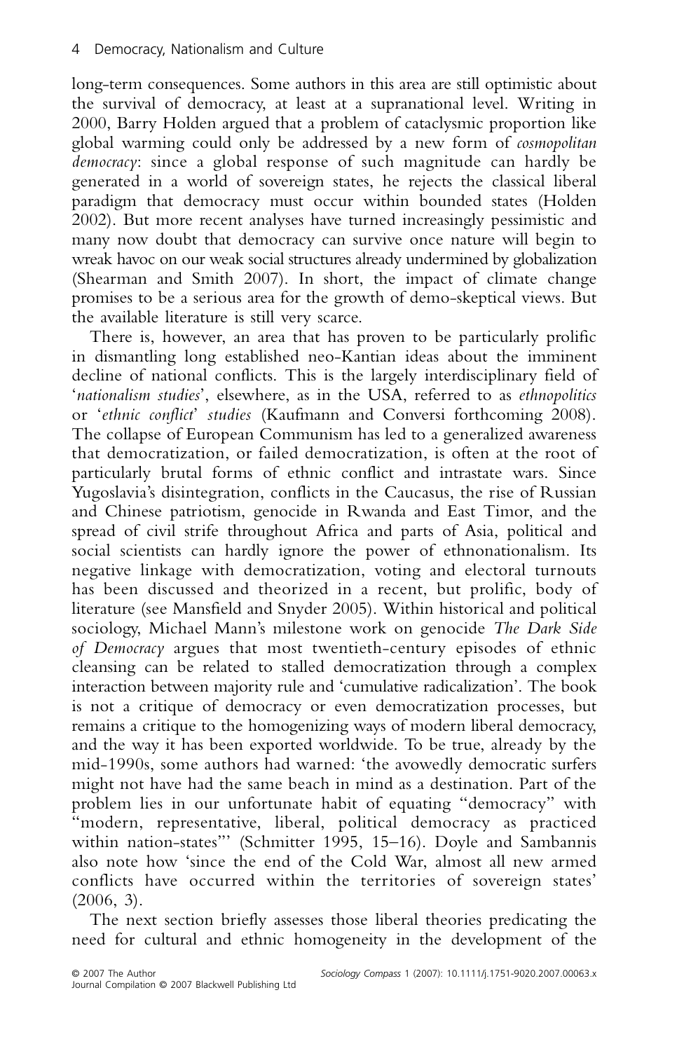long-term consequences. Some authors in this area are still optimistic about the survival of democracy, at least at a supranational level. Writing in 2000, Barry Holden argued that a problem of cataclysmic proportion like global warming could only be addressed by a new form of *cosmopolitan democracy*: since a global response of such magnitude can hardly be generated in a world of sovereign states, he rejects the classical liberal paradigm that democracy must occur within bounded states (Holden 2002). But more recent analyses have turned increasingly pessimistic and many now doubt that democracy can survive once nature will begin to wreak havoc on our weak social structures already undermined by globalization (Shearman and Smith 2007). In short, the impact of climate change promises to be a serious area for the growth of demo-skeptical views. But the available literature is still very scarce.

There is, however, an area that has proven to be particularly prolific in dismantling long established neo-Kantian ideas about the imminent decline of national conflicts. This is the largely interdisciplinary field of '*nationalism studies*', elsewhere, as in the USA, referred to as *ethnopolitics* or '*ethnic conflict*' *studies* (Kaufmann and Conversi forthcoming 2008). The collapse of European Communism has led to a generalized awareness that democratization, or failed democratization, is often at the root of particularly brutal forms of ethnic conflict and intrastate wars. Since Yugoslavia's disintegration, conflicts in the Caucasus, the rise of Russian and Chinese patriotism, genocide in Rwanda and East Timor, and the spread of civil strife throughout Africa and parts of Asia, political and social scientists can hardly ignore the power of ethnonationalism. Its negative linkage with democratization, voting and electoral turnouts has been discussed and theorized in a recent, but prolific, body of literature (see Mansfield and Snyder 2005). Within historical and political sociology, Michael Mann's milestone work on genocide *The Dark Side of Democracy* argues that most twentieth-century episodes of ethnic cleansing can be related to stalled democratization through a complex interaction between majority rule and 'cumulative radicalization'. The book is not a critique of democracy or even democratization processes, but remains a critique to the homogenizing ways of modern liberal democracy, and the way it has been exported worldwide. To be true, already by the mid-1990s, some authors had warned: 'the avowedly democratic surfers might not have had the same beach in mind as a destination. Part of the problem lies in our unfortunate habit of equating "democracy" with "modern, representative, liberal, political democracy as practiced within nation-states"' (Schmitter 1995, 15–16). Doyle and Sambannis also note how 'since the end of the Cold War, almost all new armed conflicts have occurred within the territories of sovereign states' (2006, 3).

The next section briefly assesses those liberal theories predicating the need for cultural and ethnic homogeneity in the development of the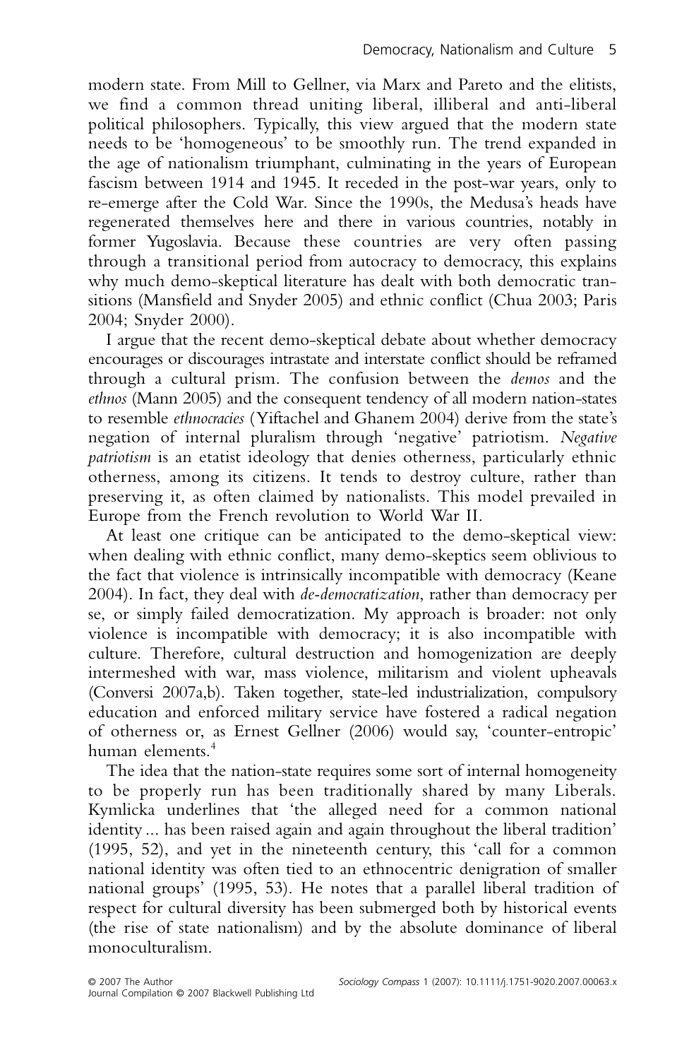modern state. From Mill to Gellner, via Marx and Pareto and the elitists, we find a common thread uniting liberal, illiberal and anti-liberal political philosophers. Typically, this view argued that the modern state needs to be 'homogeneous' to be smoothly run. The trend expanded in the age of nationalism triumphant, culminating in the years of European fascism between 1914 and 1945. It receded in the post-war years, only to re-emerge after the Cold War. Since the 1990s, the Medusa's heads have regenerated themselves here and there in various countries, notably in former Yugoslavia. Because these countries are very often passing through a transitional period from autocracy to democracy, this explains why much demo-skeptical literature has dealt with both democratic transitions (Mansfield and Snyder 2005) and ethnic conflict (Chua 2003; Paris 2004; Snyder 2000).

I argue that the recent demo-skeptical debate about whether democracy encourages or discourages intrastate and interstate conflict should be reframed through a cultural prism. The confusion between the *demos* and the *ethnos* (Mann 2005) and the consequent tendency of all modern nation-states to resemble *ethnocracies* (Yiftachel and Ghanem 2004) derive from the state's negation of internal pluralism through 'negative' patriotism. *Negative patriotism* is an etatist ideology that denies otherness, particularly ethnic otherness, among its citizens. It tends to destroy culture, rather than preserving it, as often claimed by nationalists. This model prevailed in Europe from the French revolution to World War II.

At least one critique can be anticipated to the demo-skeptical view: when dealing with ethnic conflict, many demo-skeptics seem oblivious to the fact that violence is intrinsically incompatible with democracy (Keane 2004). In fact, they deal with *de-democratization*, rather than democracy per se, or simply failed democratization. My approach is broader: not only violence is incompatible with democracy; it is also incompatible with culture. Therefore, cultural destruction and homogenization are deeply intermeshed with war, mass violence, militarism and violent upheavals (Conversi 2007a,b). Taken together, state-led industrialization, compulsory education and enforced military service have fostered a radical negation of otherness or, as Ernest Gellner (2006) would say, 'counter-entropic' human elements.[4]

The idea that the nation-state requires some sort of internal homogeneity to be properly run has been traditionally shared by many Liberals. Kymlicka underlines that 'the alleged need for a common national identity ... has been raised again and again throughout the liberal tradition' (1995, 52), and yet in the nineteenth century, this 'call for a common national identity was often tied to an ethnocentric denigration of smaller national groups' (1995, 53). He notes that a parallel liberal tradition of respect for cultural diversity has been submerged both by historical events (the rise of state nationalism) and by the absolute dominance of liberal monoculturalism.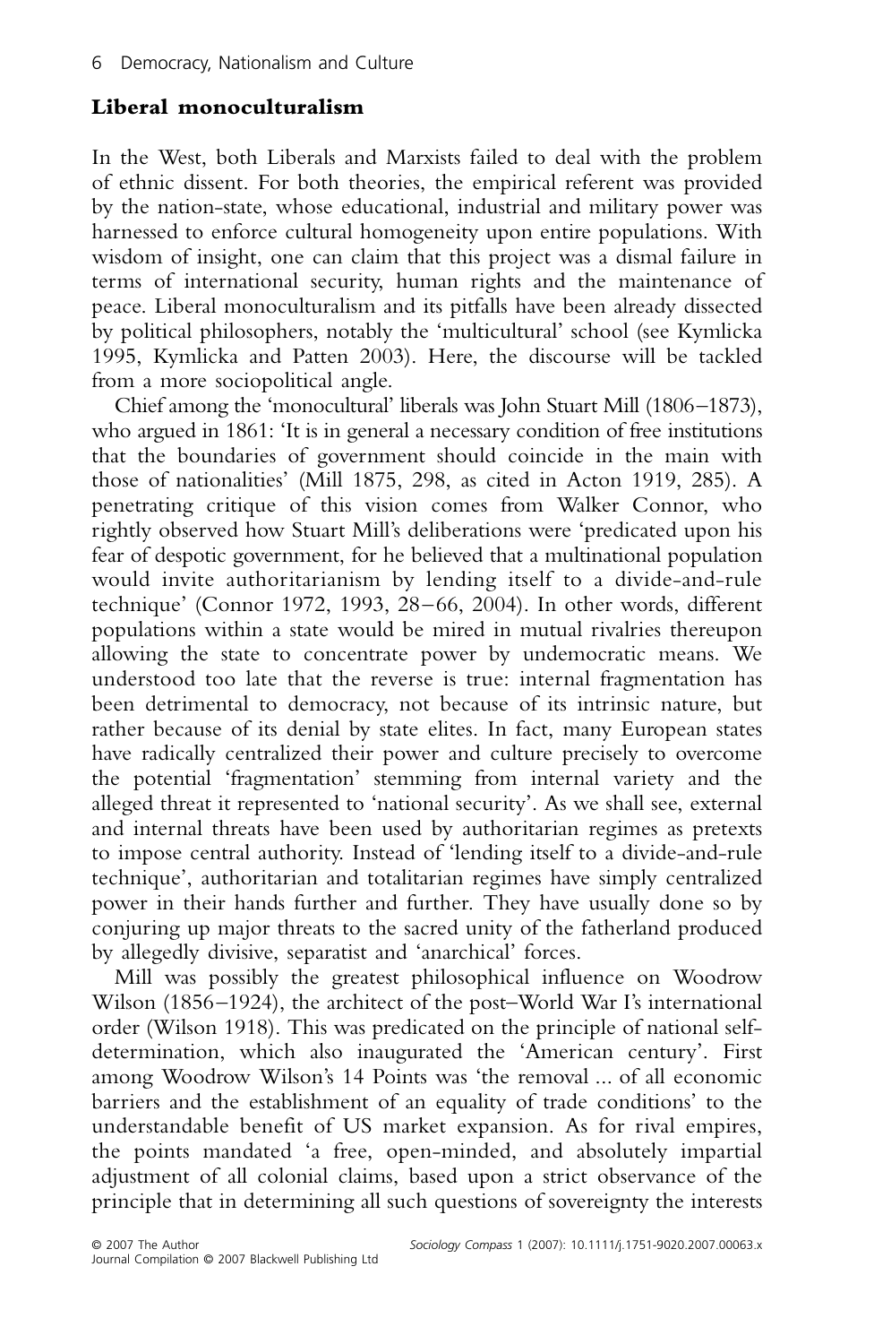## Liberal monoculturalism

In the West, both Liberals and Marxists failed to deal with the problem of ethnic dissent. For both theories, the empirical referent was provided by the nation-state, whose educational, industrial and military power was harnessed to enforce cultural homogeneity upon entire populations. With wisdom of insight, one can claim that this project was a dismal failure in terms of international security, human rights and the maintenance of peace. Liberal monoculturalism and its pitfalls have been already dissected by political philosophers, notably the 'multicultural' school (see Kymlicka 1995, Kymlicka and Patten 2003). Here, the discourse will be tackled from a more sociopolitical angle.

Chief among the 'monocultural' liberals was John Stuart Mill (1806–1873), who argued in 1861: 'It is in general a necessary condition of free institutions that the boundaries of government should coincide in the main with those of nationalities' (Mill 1875, 298, as cited in Acton 1919, 285). A penetrating critique of this vision comes from Walker Connor, who rightly observed how Stuart Mill's deliberations were 'predicated upon his fear of despotic government, for he believed that a multinational population would invite authoritarianism by lending itself to a divide-and-rule technique' (Connor 1972, 1993, 28–66, 2004). In other words, different populations within a state would be mired in mutual rivalries thereupon allowing the state to concentrate power by undemocratic means. We understood too late that the reverse is true: internal fragmentation has been detrimental to democracy, not because of its intrinsic nature, but rather because of its denial by state elites. In fact, many European states have radically centralized their power and culture precisely to overcome the potential 'fragmentation' stemming from internal variety and the alleged threat it represented to 'national security'. As we shall see, external and internal threats have been used by authoritarian regimes as pretexts to impose central authority. Instead of 'lending itself to a divide-and-rule technique', authoritarian and totalitarian regimes have simply centralized power in their hands further and further. They have usually done so by conjuring up major threats to the sacred unity of the fatherland produced by allegedly divisive, separatist and 'anarchical' forces.

Mill was possibly the greatest philosophical influence on Woodrow Wilson (1856–1924), the architect of the post–World War I's international order (Wilson 1918). This was predicated on the principle of national self-determination, which also inaugurated the 'American century'. First among Woodrow Wilson's 14 Points was 'the removal ... of all economic barriers and the establishment of an equality of trade conditions' to the understandable benefit of US market expansion. As for rival empires, the points mandated 'a free, open-minded, and absolutely impartial adjustment of all colonial claims, based upon a strict observance of the principle that in determining all such questions of sovereignty the interests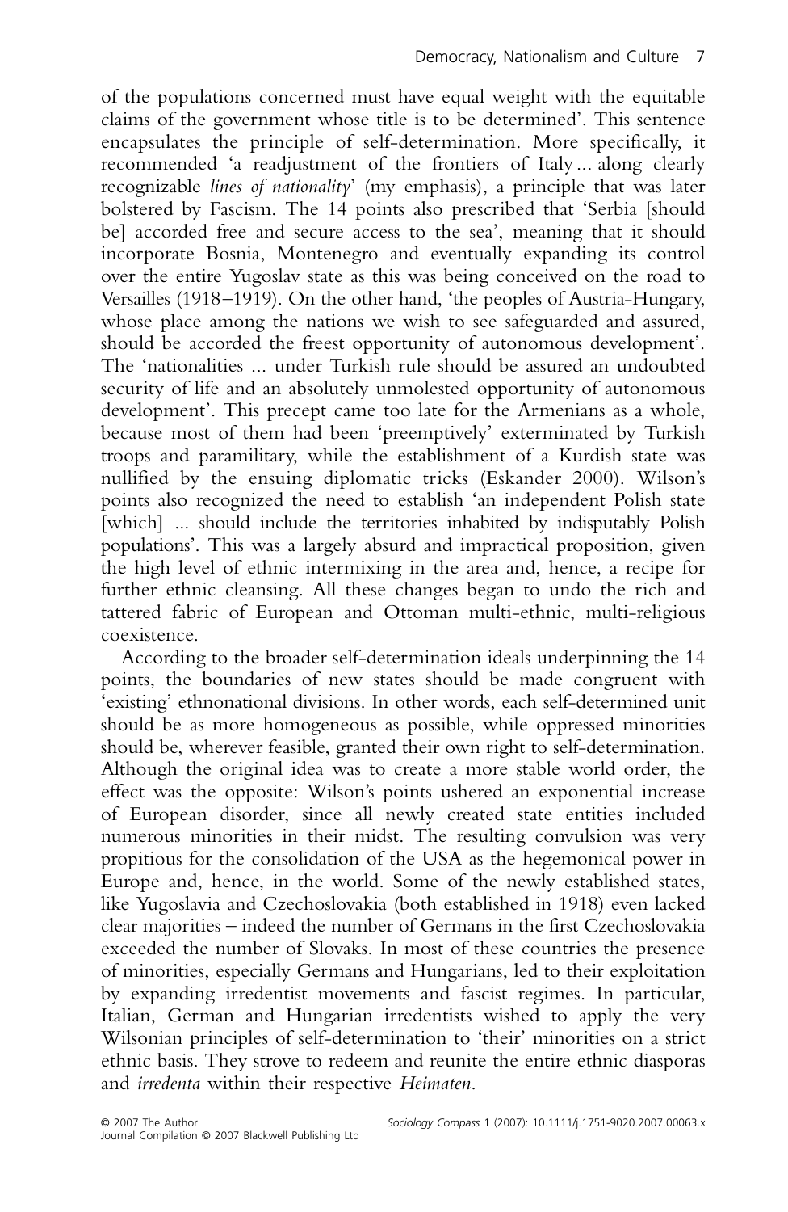of the populations concerned must have equal weight with the equitable claims of the government whose title is to be determined'. This sentence encapsulates the principle of self-determination. More specifically, it recommended 'a readjustment of the frontiers of Italy ... along clearly recognizable *lines of nationality*' (my emphasis), a principle that was later bolstered by Fascism. The 14 points also prescribed that 'Serbia [should be] accorded free and secure access to the sea', meaning that it should incorporate Bosnia, Montenegro and eventually expanding its control over the entire Yugoslav state as this was being conceived on the road to Versailles (1918–1919). On the other hand, 'the peoples of Austria-Hungary, whose place among the nations we wish to see safeguarded and assured, should be accorded the freest opportunity of autonomous development'. The 'nationalities ... under Turkish rule should be assured an undoubted security of life and an absolutely unmolested opportunity of autonomous development'. This precept came too late for the Armenians as a whole, because most of them had been 'preemptively' exterminated by Turkish troops and paramilitary, while the establishment of a Kurdish state was nullified by the ensuing diplomatic tricks (Eskander 2000). Wilson's points also recognized the need to establish 'an independent Polish state [which] ... should include the territories inhabited by indisputably Polish populations'. This was a largely absurd and impractical proposition, given the high level of ethnic intermixing in the area and, hence, a recipe for further ethnic cleansing. All these changes began to undo the rich and tattered fabric of European and Ottoman multi-ethnic, multi-religious coexistence.

According to the broader self-determination ideals underpinning the 14 points, the boundaries of new states should be made congruent with 'existing' ethnonational divisions. In other words, each self-determined unit should be as more homogeneous as possible, while oppressed minorities should be, wherever feasible, granted their own right to self-determination. Although the original idea was to create a more stable world order, the effect was the opposite: Wilson's points ushered an exponential increase of European disorder, since all newly created state entities included numerous minorities in their midst. The resulting convulsion was very propitious for the consolidation of the USA as the hegemonical power in Europe and, hence, in the world. Some of the newly established states, like Yugoslavia and Czechoslovakia (both established in 1918) even lacked clear majorities – indeed the number of Germans in the first Czechoslovakia exceeded the number of Slovaks. In most of these countries the presence of minorities, especially Germans and Hungarians, led to their exploitation by expanding irredentist movements and fascist regimes. In particular, Italian, German and Hungarian irredentists wished to apply the very Wilsonian principles of self-determination to 'their' minorities on a strict ethnic basis. They strove to redeem and reunite the entire ethnic diasporas and *irredenta* within their respective *Heimaten*.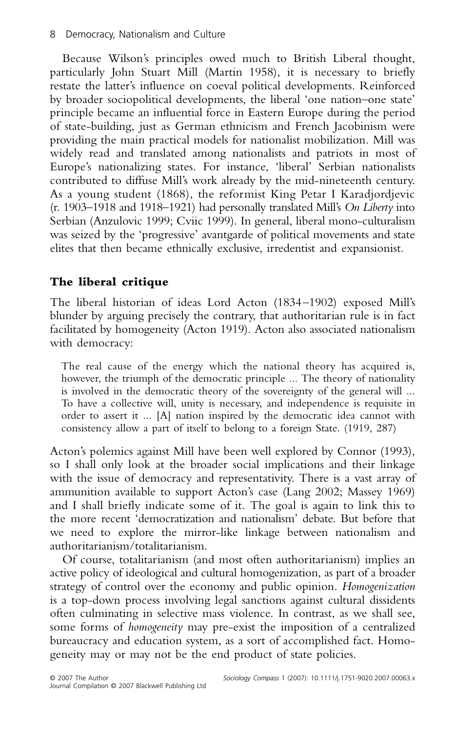Because Wilson's principles owed much to British Liberal thought, particularly John Stuart Mill (Martin 1958), it is necessary to briefly restate the latter's influence on coeval political developments. Reinforced by broader sociopolitical developments, the liberal 'one nation–one state' principle became an influential force in Eastern Europe during the period of state-building, just as German ethnicism and French Jacobinism were providing the main practical models for nationalist mobilization. Mill was widely read and translated among nationalists and patriots in most of Europe's nationalizing states. For instance, 'liberal' Serbian nationalists contributed to diffuse Mill's work already by the mid-nineteenth century. As a young student (1868), the reformist King Petar I Karadjordjevic (r. 1903–1918 and 1918–1921) had personally translated Mill's *On Liberty* into Serbian (Anzulovic 1999; Cviic 1999). In general, liberal mono-culturalism was seized by the 'progressive' avantgarde of political movements and state elites that then became ethnically exclusive, irredentist and expansionist.

## The liberal critique

The liberal historian of ideas Lord Acton (1834–1902) exposed Mill's blunder by arguing precisely the contrary, that authoritarian rule is in fact facilitated by homogeneity (Acton 1919). Acton also associated nationalism with democracy:

> The real cause of the energy which the national theory has acquired is, however, the triumph of the democratic principle ... The theory of nationality is involved in the democratic theory of the sovereignty of the general will ... To have a collective will, unity is necessary, and independence is requisite in order to assert it ... [A] nation inspired by the democratic idea cannot with consistency allow a part of itself to belong to a foreign State. (1919, 287)

Acton's polemics against Mill have been well explored by Connor (1993), so I shall only look at the broader social implications and their linkage with the issue of democracy and representativity. There is a vast array of ammunition available to support Acton's case (Lang 2002; Massey 1969) and I shall briefly indicate some of it. The goal is again to link this to the more recent 'democratization and nationalism' debate. But before that we need to explore the mirror-like linkage between nationalism and authoritarianism/totalitarianism.

Of course, totalitarianism (and most often authoritarianism) implies an active policy of ideological and cultural homogenization, as part of a broader strategy of control over the economy and public opinion. *Homogenization* is a top-down process involving legal sanctions against cultural dissidents often culminating in selective mass violence. In contrast, as we shall see, some forms of *homogeneity* may pre-exist the imposition of a centralized bureaucracy and education system, as a sort of accomplished fact. Homogeneity may or may not be the end product of state policies.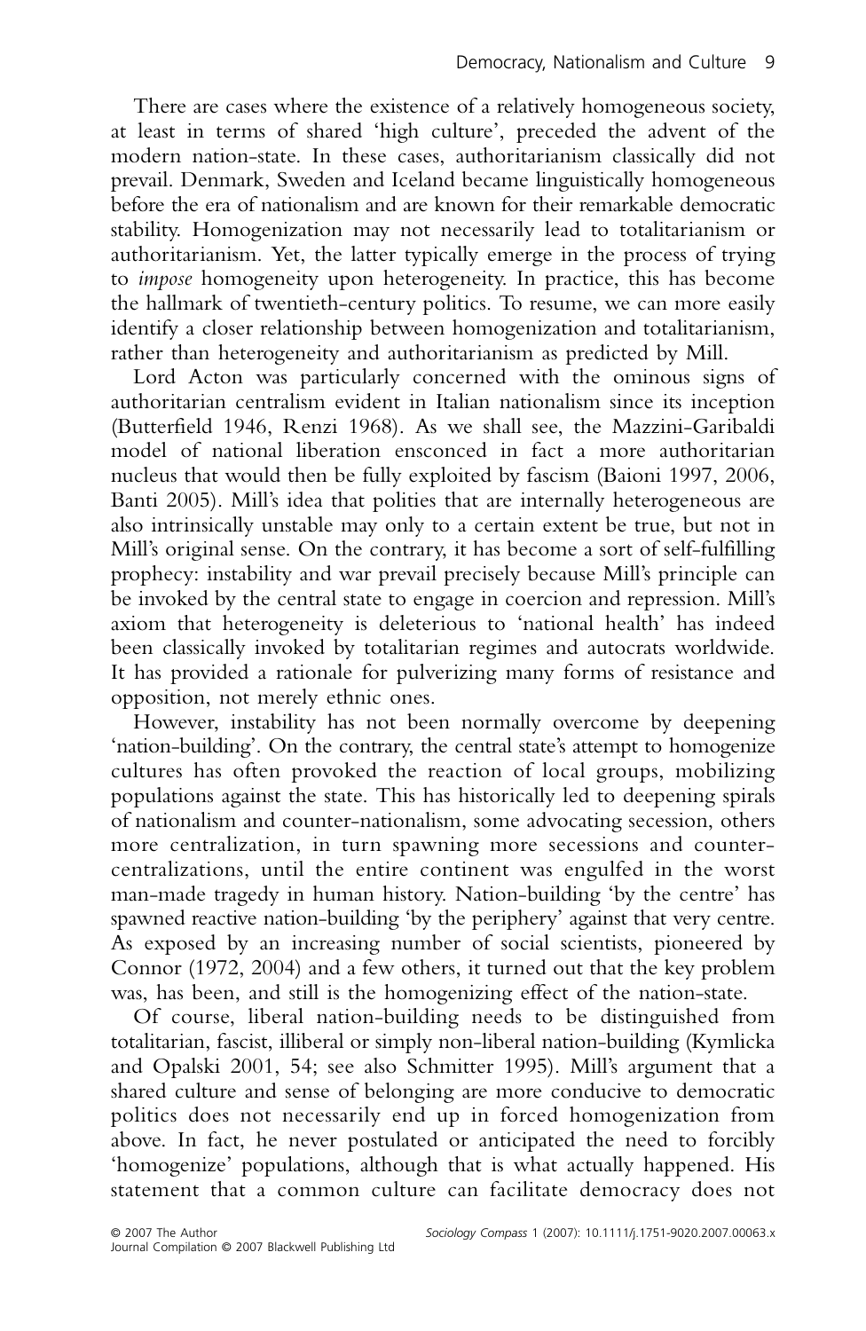There are cases where the existence of a relatively homogeneous society, at least in terms of shared 'high culture', preceded the advent of the modern nation-state. In these cases, authoritarianism classically did not prevail. Denmark, Sweden and Iceland became linguistically homogeneous before the era of nationalism and are known for their remarkable democratic stability. Homogenization may not necessarily lead to totalitarianism or authoritarianism. Yet, the latter typically emerge in the process of trying to *impose* homogeneity upon heterogeneity. In practice, this has become the hallmark of twentieth-century politics. To resume, we can more easily identify a closer relationship between homogenization and totalitarianism, rather than heterogeneity and authoritarianism as predicted by Mill.

Lord Acton was particularly concerned with the ominous signs of authoritarian centralism evident in Italian nationalism since its inception (Butterfield 1946, Renzi 1968). As we shall see, the Mazzini-Garibaldi model of national liberation ensconced in fact a more authoritarian nucleus that would then be fully exploited by fascism (Baioni 1997, 2006, Banti 2005). Mill's idea that polities that are internally heterogeneous are also intrinsically unstable may only to a certain extent be true, but not in Mill's original sense. On the contrary, it has become a sort of self-fulfilling prophecy: instability and war prevail precisely because Mill's principle can be invoked by the central state to engage in coercion and repression. Mill's axiom that heterogeneity is deleterious to 'national health' has indeed been classically invoked by totalitarian regimes and autocrats worldwide. It has provided a rationale for pulverizing many forms of resistance and opposition, not merely ethnic ones.

However, instability has not been normally overcome by deepening 'nation-building'. On the contrary, the central state's attempt to homogenize cultures has often provoked the reaction of local groups, mobilizing populations against the state. This has historically led to deepening spirals of nationalism and counter-nationalism, some advocating secession, others more centralization, in turn spawning more secessions and counter-centralizations, until the entire continent was engulfed in the worst man-made tragedy in human history. Nation-building 'by the centre' has spawned reactive nation-building 'by the periphery' against that very centre. As exposed by an increasing number of social scientists, pioneered by Connor (1972, 2004) and a few others, it turned out that the key problem was, has been, and still is the homogenizing effect of the nation-state.

Of course, liberal nation-building needs to be distinguished from totalitarian, fascist, illiberal or simply non-liberal nation-building (Kymlicka and Opalski 2001, 54; see also Schmitter 1995). Mill's argument that a shared culture and sense of belonging are more conducive to democratic politics does not necessarily end up in forced homogenization from above. In fact, he never postulated or anticipated the need to forcibly 'homogenize' populations, although that is what actually happened. His statement that a common culture can facilitate democracy does not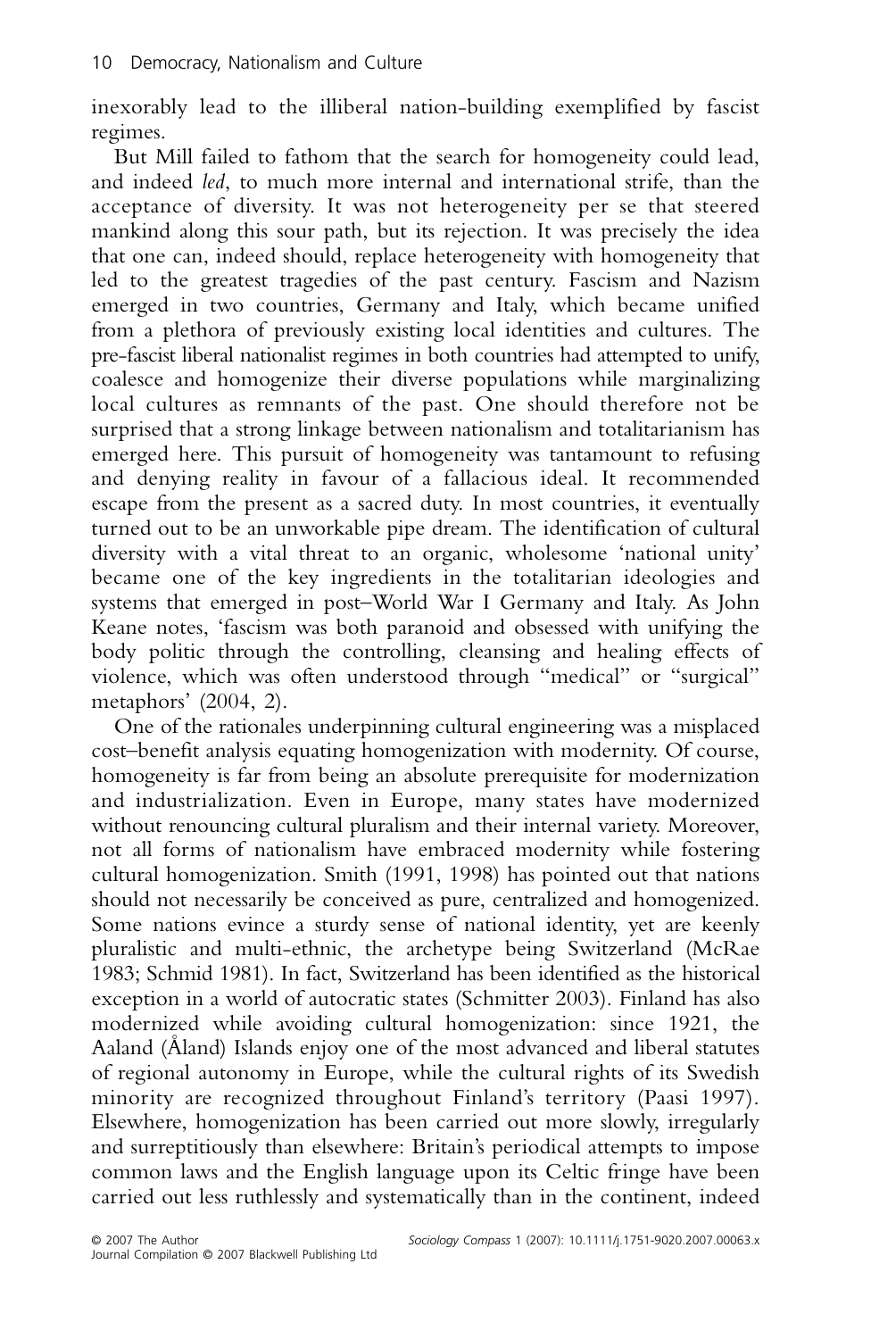inexorably lead to the illiberal nation-building exemplified by fascist regimes.

But Mill failed to fathom that the search for homogeneity could lead, and indeed *led*, to much more internal and international strife, than the acceptance of diversity. It was not heterogeneity per se that steered mankind along this sour path, but its rejection. It was precisely the idea that one can, indeed should, replace heterogeneity with homogeneity that led to the greatest tragedies of the past century. Fascism and Nazism emerged in two countries, Germany and Italy, which became unified from a plethora of previously existing local identities and cultures. The pre-fascist liberal nationalist regimes in both countries had attempted to unify, coalesce and homogenize their diverse populations while marginalizing local cultures as remnants of the past. One should therefore not be surprised that a strong linkage between nationalism and totalitarianism has emerged here. This pursuit of homogeneity was tantamount to refusing and denying reality in favour of a fallacious ideal. It recommended escape from the present as a sacred duty. In most countries, it eventually turned out to be an unworkable pipe dream. The identification of cultural diversity with a vital threat to an organic, wholesome 'national unity' became one of the key ingredients in the totalitarian ideologies and systems that emerged in post–World War I Germany and Italy. As John Keane notes, 'fascism was both paranoid and obsessed with unifying the body politic through the controlling, cleansing and healing effects of violence, which was often understood through "medical" or "surgical" metaphors' (2004, 2).

One of the rationales underpinning cultural engineering was a misplaced cost–benefit analysis equating homogenization with modernity. Of course, homogeneity is far from being an absolute prerequisite for modernization and industrialization. Even in Europe, many states have modernized without renouncing cultural pluralism and their internal variety. Moreover, not all forms of nationalism have embraced modernity while fostering cultural homogenization. Smith (1991, 1998) has pointed out that nations should not necessarily be conceived as pure, centralized and homogenized. Some nations evince a sturdy sense of national identity, yet are keenly pluralistic and multi-ethnic, the archetype being Switzerland (McRae 1983; Schmid 1981). In fact, Switzerland has been identified as the historical exception in a world of autocratic states (Schmitter 2003). Finland has also modernized while avoiding cultural homogenization: since 1921, the Aaland (Åland) Islands enjoy one of the most advanced and liberal statutes of regional autonomy in Europe, while the cultural rights of its Swedish minority are recognized throughout Finland's territory (Paasi 1997). Elsewhere, homogenization has been carried out more slowly, irregularly and surreptitiously than elsewhere: Britain's periodical attempts to impose common laws and the English language upon its Celtic fringe have been carried out less ruthlessly and systematically than in the continent, indeed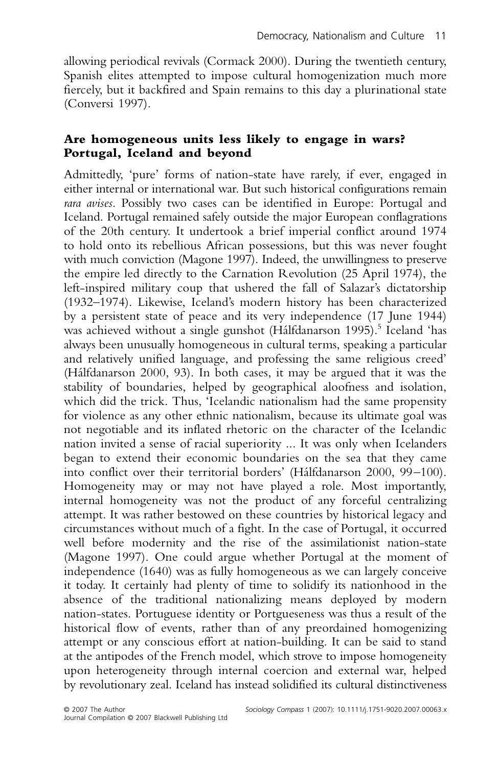allowing periodical revivals (Cormack 2000). During the twentieth century, Spanish elites attempted to impose cultural homogenization much more fiercely, but it backfired and Spain remains to this day a plurinational state (Conversi 1997).

## Are homogeneous units less likely to engage in wars? Portugal, Iceland and beyond

Admittedly, 'pure' forms of nation-state have rarely, if ever, engaged in either internal or international war. But such historical configurations remain *rara avises*. Possibly two cases can be identified in Europe: Portugal and Iceland. Portugal remained safely outside the major European conflagrations of the 20th century. It undertook a brief imperial conflict around 1974 to hold onto its rebellious African possessions, but this was never fought with much conviction (Magone 1997). Indeed, the unwillingness to preserve the empire led directly to the Carnation Revolution (25 April 1974), the left-inspired military coup that ushered the fall of Salazar's dictatorship (1932–1974). Likewise, Iceland's modern history has been characterized by a persistent state of peace and its very independence (17 June 1944) was achieved without a single gunshot (Hálfdanarson 1995).[5] Iceland 'has always been unusually homogeneous in cultural terms, speaking a particular and relatively unified language, and professing the same religious creed' (Hálfdanarson 2000, 93). In both cases, it may be argued that it was the stability of boundaries, helped by geographical aloofness and isolation, which did the trick. Thus, 'Icelandic nationalism had the same propensity for violence as any other ethnic nationalism, because its ultimate goal was not negotiable and its inflated rhetoric on the character of the Icelandic nation invited a sense of racial superiority ... It was only when Icelanders began to extend their economic boundaries on the sea that they came into conflict over their territorial borders' (Hálfdanarson 2000, 99–100). Homogeneity may or may not have played a role. Most importantly, internal homogeneity was not the product of any forceful centralizing attempt. It was rather bestowed on these countries by historical legacy and circumstances without much of a fight. In the case of Portugal, it occurred well before modernity and the rise of the assimilationist nation-state (Magone 1997). One could argue whether Portugal at the moment of independence (1640) was as fully homogeneous as we can largely conceive it today. It certainly had plenty of time to solidify its nationhood in the absence of the traditional nationalizing means deployed by modern nation-states. Portuguese identity or Portgueseness was thus a result of the historical flow of events, rather than of any preordained homogenizing attempt or any conscious effort at nation-building. It can be said to stand at the antipodes of the French model, which strove to impose homogeneity upon heterogeneity through internal coercion and external war, helped by revolutionary zeal. Iceland has instead solidified its cultural distinctiveness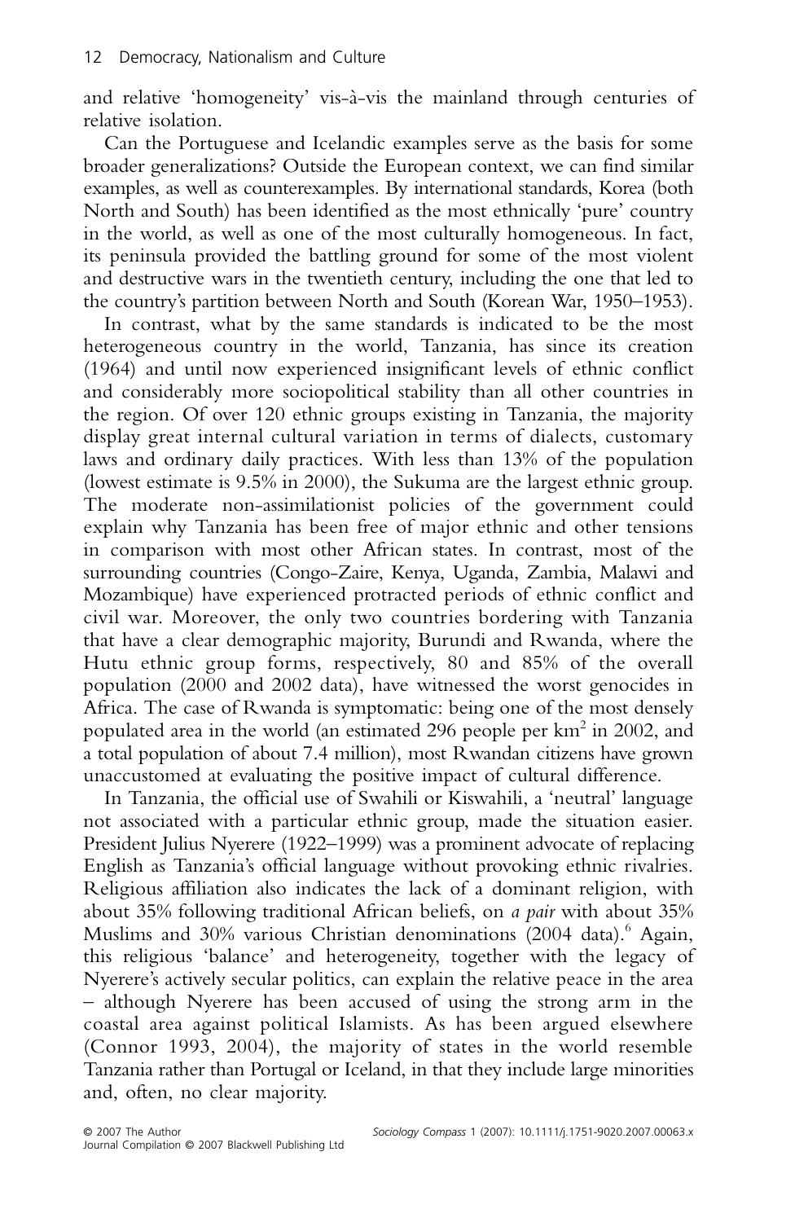and relative 'homogeneity' vis-à-vis the mainland through centuries of relative isolation.

Can the Portuguese and Icelandic examples serve as the basis for some broader generalizations? Outside the European context, we can find similar examples, as well as counterexamples. By international standards, Korea (both North and South) has been identified as the most ethnically 'pure' country in the world, as well as one of the most culturally homogeneous. In fact, its peninsula provided the battling ground for some of the most violent and destructive wars in the twentieth century, including the one that led to the country's partition between North and South (Korean War, 1950–1953).

In contrast, what by the same standards is indicated to be the most heterogeneous country in the world, Tanzania, has since its creation (1964) and until now experienced insignificant levels of ethnic conflict and considerably more sociopolitical stability than all other countries in the region. Of over 120 ethnic groups existing in Tanzania, the majority display great internal cultural variation in terms of dialects, customary laws and ordinary daily practices. With less than 13% of the population (lowest estimate is 9.5% in 2000), the Sukuma are the largest ethnic group. The moderate non-assimilationist policies of the government could explain why Tanzania has been free of major ethnic and other tensions in comparison with most other African states. In contrast, most of the surrounding countries (Congo-Zaire, Kenya, Uganda, Zambia, Malawi and Mozambique) have experienced protracted periods of ethnic conflict and civil war. Moreover, the only two countries bordering with Tanzania that have a clear demographic majority, Burundi and Rwanda, where the Hutu ethnic group forms, respectively, 80 and 85% of the overall population (2000 and 2002 data), have witnessed the worst genocides in Africa. The case of Rwanda is symptomatic: being one of the most densely populated area in the world (an estimated 296 people per km$^2$ in 2002, and a total population of about 7.4 million), most Rwandan citizens have grown unaccustomed at evaluating the positive impact of cultural difference.

In Tanzania, the official use of Swahili or Kiswahili, a 'neutral' language not associated with a particular ethnic group, made the situation easier. President Julius Nyerere (1922–1999) was a prominent advocate of replacing English as Tanzania's official language without provoking ethnic rivalries. Religious affiliation also indicates the lack of a dominant religion, with about 35% following traditional African beliefs, on *a pair* with about 35% Muslims and 30% various Christian denominations (2004 data).[6] Again, this religious 'balance' and heterogeneity, together with the legacy of Nyerere's actively secular politics, can explain the relative peace in the area – although Nyerere has been accused of using the strong arm in the coastal area against political Islamists. As has been argued elsewhere (Connor 1993, 2004), the majority of states in the world resemble Tanzania rather than Portugal or Iceland, in that they include large minorities and, often, no clear majority.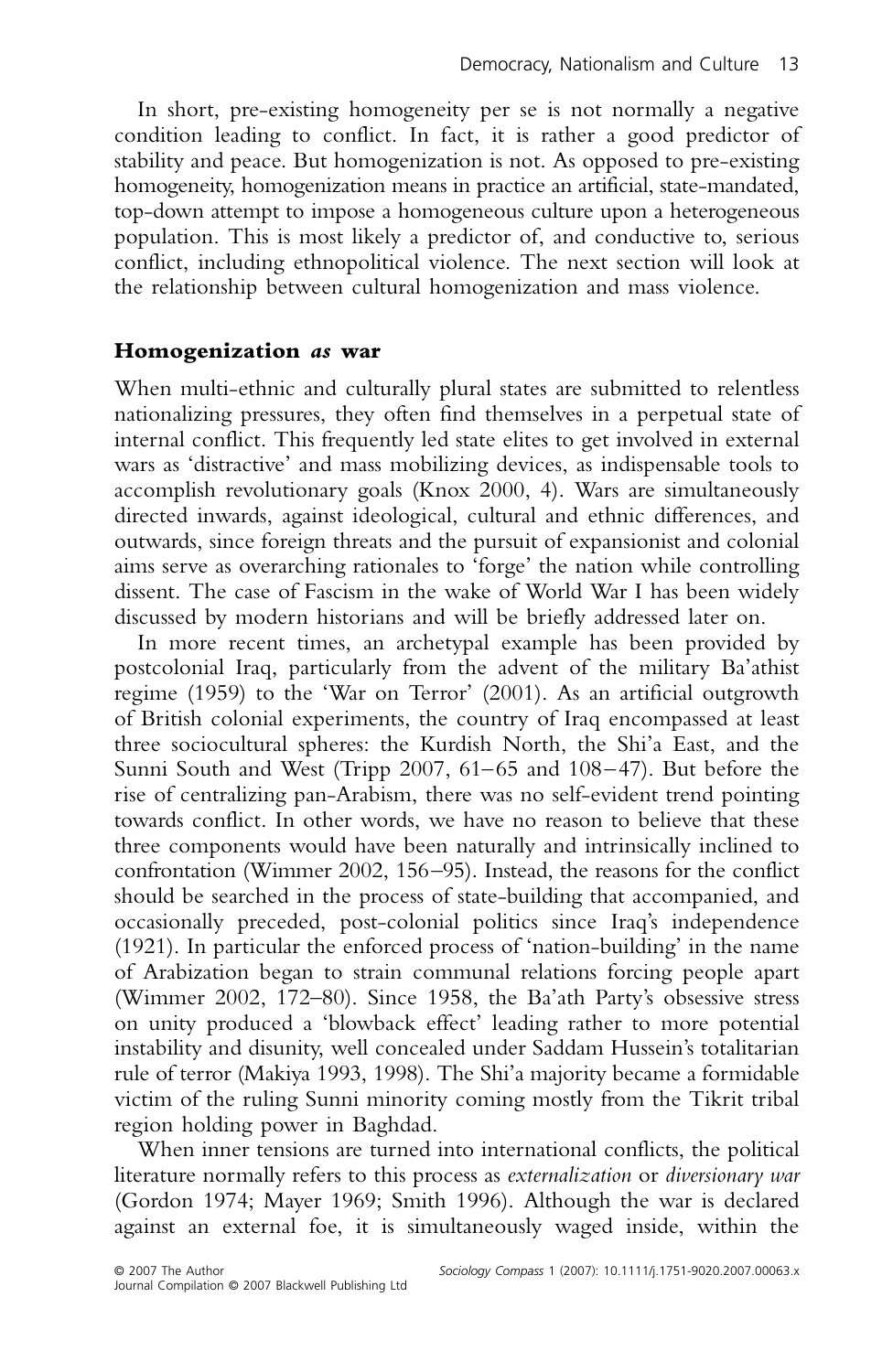In short, pre-existing homogeneity per se is not normally a negative condition leading to conflict. In fact, it is rather a good predictor of stability and peace. But homogenization is not. As opposed to pre-existing homogeneity, homogenization means in practice an artificial, state-mandated, top-down attempt to impose a homogeneous culture upon a heterogeneous population. This is most likely a predictor of, and conductive to, serious conflict, including ethnopolitical violence. The next section will look at the relationship between cultural homogenization and mass violence.

## Homogenization *as* war

When multi-ethnic and culturally plural states are submitted to relentless nationalizing pressures, they often find themselves in a perpetual state of internal conflict. This frequently led state elites to get involved in external wars as 'distractive' and mass mobilizing devices, as indispensable tools to accomplish revolutionary goals (Knox 2000, 4). Wars are simultaneously directed inwards, against ideological, cultural and ethnic differences, and outwards, since foreign threats and the pursuit of expansionist and colonial aims serve as overarching rationales to 'forge' the nation while controlling dissent. The case of Fascism in the wake of World War I has been widely discussed by modern historians and will be briefly addressed later on.

In more recent times, an archetypal example has been provided by postcolonial Iraq, particularly from the advent of the military Ba'athist regime (1959) to the 'War on Terror' (2001). As an artificial outgrowth of British colonial experiments, the country of Iraq encompassed at least three sociocultural spheres: the Kurdish North, the Shi'a East, and the Sunni South and West (Tripp 2007, 61–65 and 108–47). But before the rise of centralizing pan-Arabism, there was no self-evident trend pointing towards conflict. In other words, we have no reason to believe that these three components would have been naturally and intrinsically inclined to confrontation (Wimmer 2002, 156–95). Instead, the reasons for the conflict should be searched in the process of state-building that accompanied, and occasionally preceded, post-colonial politics since Iraq's independence (1921). In particular the enforced process of 'nation-building' in the name of Arabization began to strain communal relations forcing people apart (Wimmer 2002, 172–80). Since 1958, the Ba'ath Party's obsessive stress on unity produced a 'blowback effect' leading rather to more potential instability and disunity, well concealed under Saddam Hussein's totalitarian rule of terror (Makiya 1993, 1998). The Shi'a majority became a formidable victim of the ruling Sunni minority coming mostly from the Tikrit tribal region holding power in Baghdad.

When inner tensions are turned into international conflicts, the political literature normally refers to this process as *externalization* or *diversionary war* (Gordon 1974; Mayer 1969; Smith 1996). Although the war is declared against an external foe, it is simultaneously waged inside, within the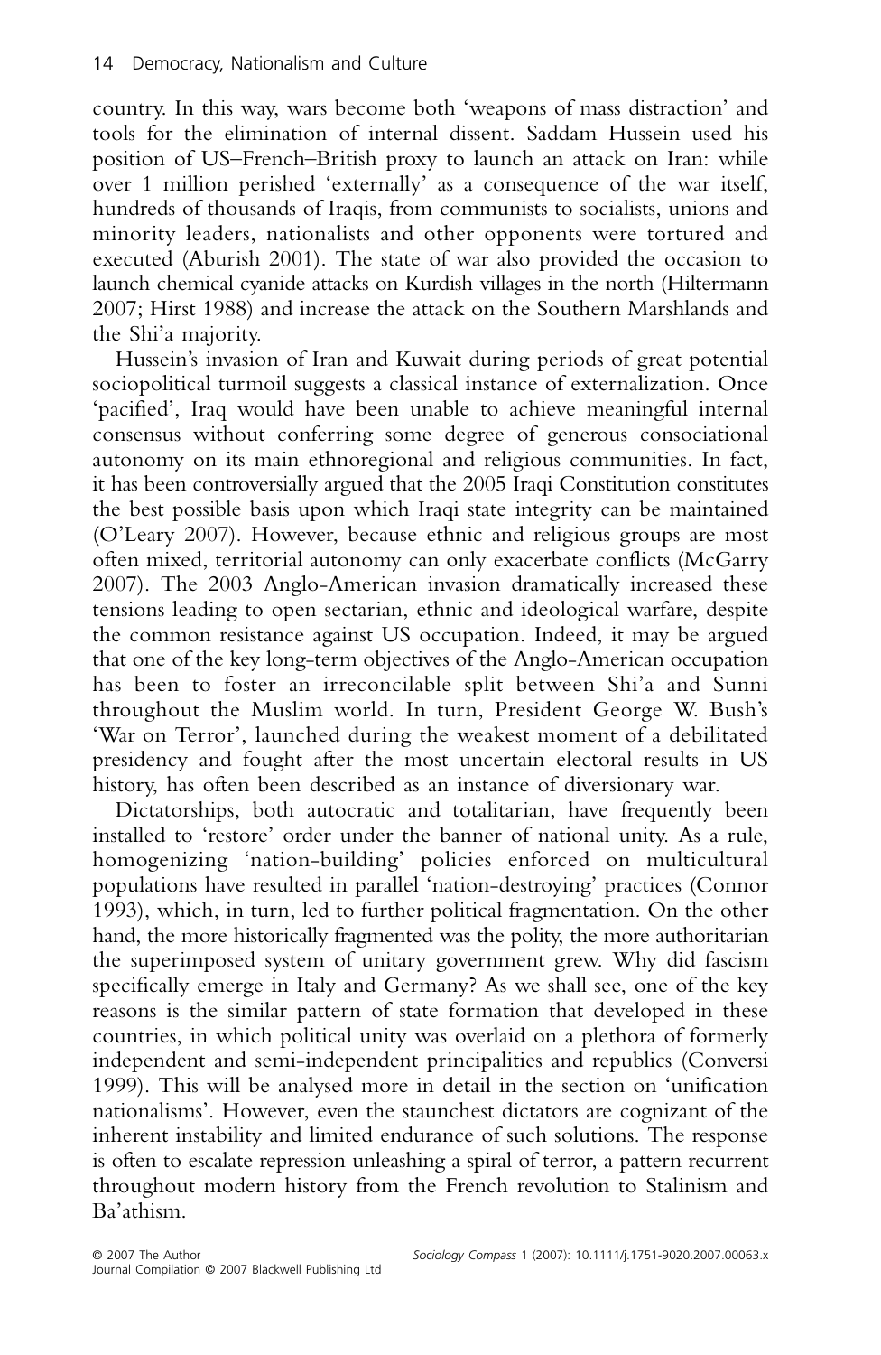country. In this way, wars become both 'weapons of mass distraction' and tools for the elimination of internal dissent. Saddam Hussein used his position of US–French–British proxy to launch an attack on Iran: while over 1 million perished 'externally' as a consequence of the war itself, hundreds of thousands of Iraqis, from communists to socialists, unions and minority leaders, nationalists and other opponents were tortured and executed (Aburish 2001). The state of war also provided the occasion to launch chemical cyanide attacks on Kurdish villages in the north (Hiltermann 2007; Hirst 1988) and increase the attack on the Southern Marshlands and the Shi'a majority.

Hussein's invasion of Iran and Kuwait during periods of great potential sociopolitical turmoil suggests a classical instance of externalization. Once 'pacified', Iraq would have been unable to achieve meaningful internal consensus without conferring some degree of generous consociational autonomy on its main ethnoregional and religious communities. In fact, it has been controversially argued that the 2005 Iraqi Constitution constitutes the best possible basis upon which Iraqi state integrity can be maintained (O'Leary 2007). However, because ethnic and religious groups are most often mixed, territorial autonomy can only exacerbate conflicts (McGarry 2007). The 2003 Anglo-American invasion dramatically increased these tensions leading to open sectarian, ethnic and ideological warfare, despite the common resistance against US occupation. Indeed, it may be argued that one of the key long-term objectives of the Anglo-American occupation has been to foster an irreconcilable split between Shi'a and Sunni throughout the Muslim world. In turn, President George W. Bush's 'War on Terror', launched during the weakest moment of a debilitated presidency and fought after the most uncertain electoral results in US history, has often been described as an instance of diversionary war.

Dictatorships, both autocratic and totalitarian, have frequently been installed to 'restore' order under the banner of national unity. As a rule, homogenizing 'nation-building' policies enforced on multicultural populations have resulted in parallel 'nation-destroying' practices (Connor 1993), which, in turn, led to further political fragmentation. On the other hand, the more historically fragmented was the polity, the more authoritarian the superimposed system of unitary government grew. Why did fascism specifically emerge in Italy and Germany? As we shall see, one of the key reasons is the similar pattern of state formation that developed in these countries, in which political unity was overlaid on a plethora of formerly independent and semi-independent principalities and republics (Conversi 1999). This will be analysed more in detail in the section on 'unification nationalisms'. However, even the staunchest dictators are cognizant of the inherent instability and limited endurance of such solutions. The response is often to escalate repression unleashing a spiral of terror, a pattern recurrent throughout modern history from the French revolution to Stalinism and Ba'athism.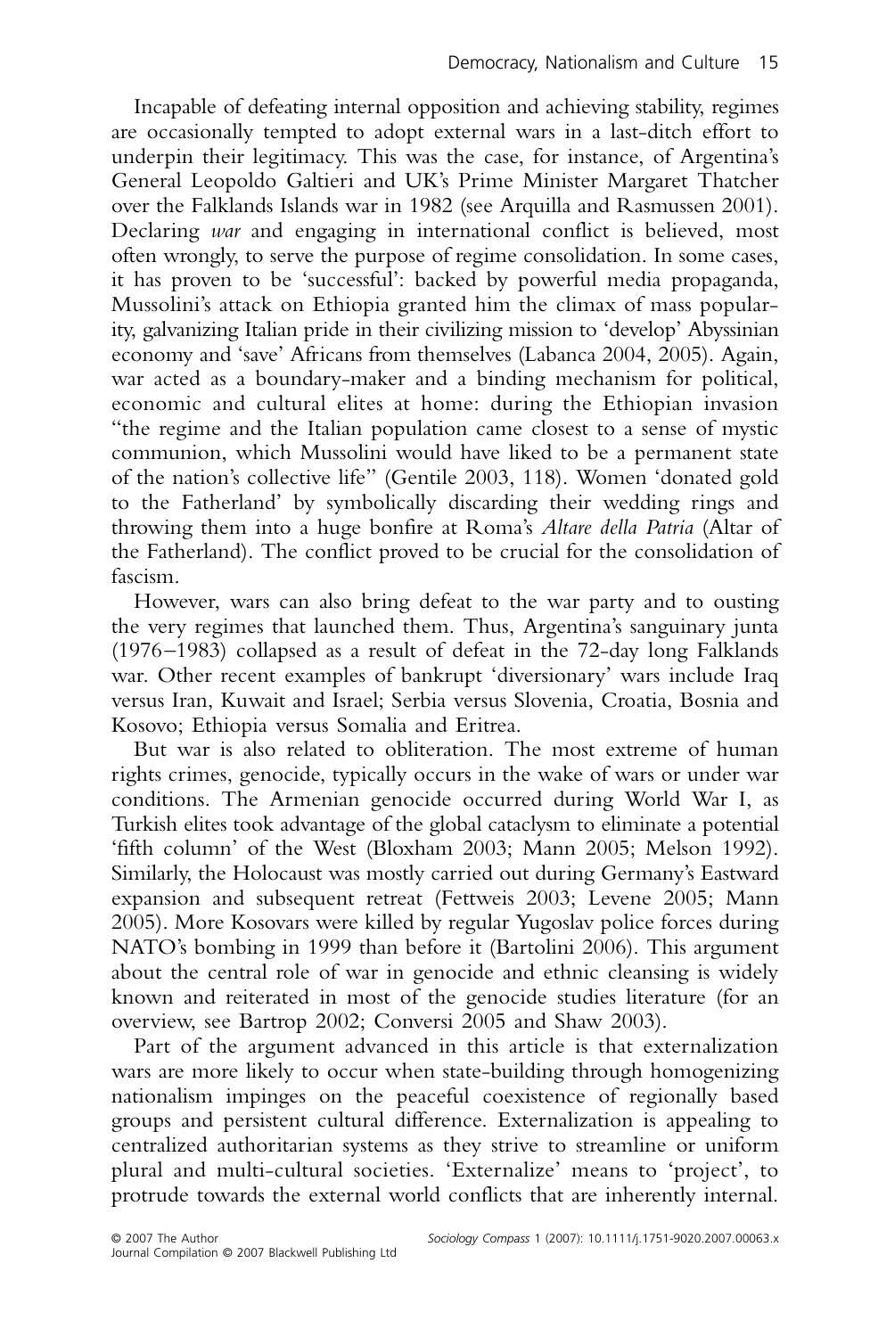Incapable of defeating internal opposition and achieving stability, regimes are occasionally tempted to adopt external wars in a last-ditch effort to underpin their legitimacy. This was the case, for instance, of Argentina's General Leopoldo Galtieri and UK's Prime Minister Margaret Thatcher over the Falklands Islands war in 1982 (see Arquilla and Rasmussen 2001). Declaring *war* and engaging in international conflict is believed, most often wrongly, to serve the purpose of regime consolidation. In some cases, it has proven to be 'successful': backed by powerful media propaganda, Mussolini's attack on Ethiopia granted him the climax of mass popularity, galvanizing Italian pride in their civilizing mission to 'develop' Abyssinian economy and 'save' Africans from themselves (Labanca 2004, 2005). Again, war acted as a boundary-maker and a binding mechanism for political, economic and cultural elites at home: during the Ethiopian invasion "the regime and the Italian population came closest to a sense of mystic communion, which Mussolini would have liked to be a permanent state of the nation's collective life" (Gentile 2003, 118). Women 'donated gold to the Fatherland' by symbolically discarding their wedding rings and throwing them into a huge bonfire at Roma's *Altare della Patria* (Altar of the Fatherland). The conflict proved to be crucial for the consolidation of fascism.

However, wars can also bring defeat to the war party and to ousting the very regimes that launched them. Thus, Argentina's sanguinary junta (1976–1983) collapsed as a result of defeat in the 72-day long Falklands war. Other recent examples of bankrupt 'diversionary' wars include Iraq versus Iran, Kuwait and Israel; Serbia versus Slovenia, Croatia, Bosnia and Kosovo; Ethiopia versus Somalia and Eritrea.

But war is also related to obliteration. The most extreme of human rights crimes, genocide, typically occurs in the wake of wars or under war conditions. The Armenian genocide occurred during World War I, as Turkish elites took advantage of the global cataclysm to eliminate a potential 'fifth column' of the West (Bloxham 2003; Mann 2005; Melson 1992). Similarly, the Holocaust was mostly carried out during Germany's Eastward expansion and subsequent retreat (Fettweis 2003; Levene 2005; Mann 2005). More Kosovars were killed by regular Yugoslav police forces during NATO's bombing in 1999 than before it (Bartolini 2006). This argument about the central role of war in genocide and ethnic cleansing is widely known and reiterated in most of the genocide studies literature (for an overview, see Bartrop 2002; Conversi 2005 and Shaw 2003).

Part of the argument advanced in this article is that externalization wars are more likely to occur when state-building through homogenizing nationalism impinges on the peaceful coexistence of regionally based groups and persistent cultural difference. Externalization is appealing to centralized authoritarian systems as they strive to streamline or uniform plural and multi-cultural societies. 'Externalize' means to 'project', to protrude towards the external world conflicts that are inherently internal.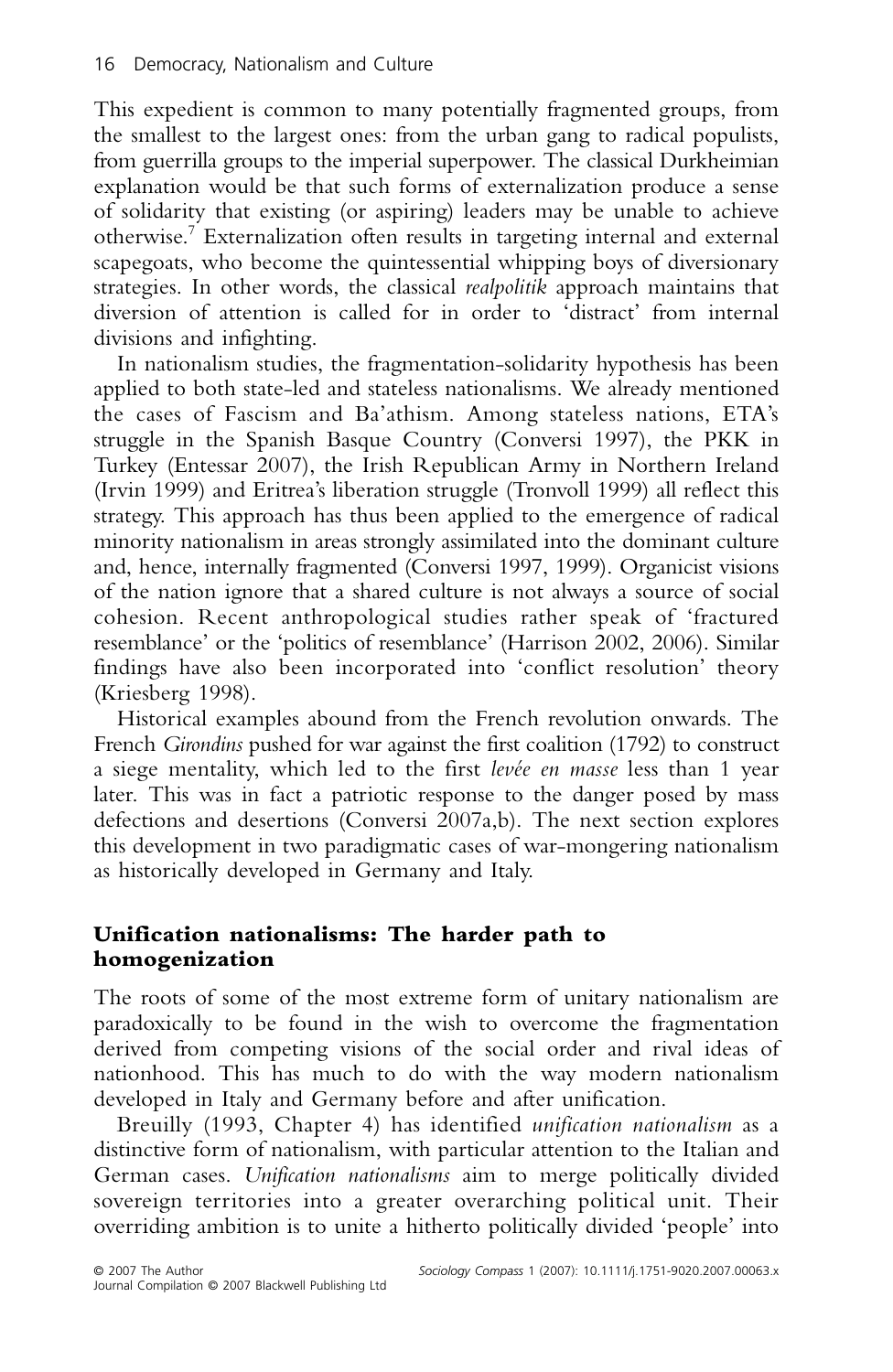This expedient is common to many potentially fragmented groups, from the smallest to the largest ones: from the urban gang to radical populists, from guerrilla groups to the imperial superpower. The classical Durkheimian explanation would be that such forms of externalization produce a sense of solidarity that existing (or aspiring) leaders may be unable to achieve otherwise.[7] Externalization often results in targeting internal and external scapegoats, who become the quintessential whipping boys of diversionary strategies. In other words, the classical *realpolitik* approach maintains that diversion of attention is called for in order to 'distract' from internal divisions and infighting.

In nationalism studies, the fragmentation-solidarity hypothesis has been applied to both state-led and stateless nationalisms. We already mentioned the cases of Fascism and Ba'athism. Among stateless nations, ETA's struggle in the Spanish Basque Country (Conversi 1997), the PKK in Turkey (Entessar 2007), the Irish Republican Army in Northern Ireland (Irvin 1999) and Eritrea's liberation struggle (Tronvoll 1999) all reflect this strategy. This approach has thus been applied to the emergence of radical minority nationalism in areas strongly assimilated into the dominant culture and, hence, internally fragmented (Conversi 1997, 1999). Organicist visions of the nation ignore that a shared culture is not always a source of social cohesion. Recent anthropological studies rather speak of 'fractured resemblance' or the 'politics of resemblance' (Harrison 2002, 2006). Similar findings have also been incorporated into 'conflict resolution' theory (Kriesberg 1998).

Historical examples abound from the French revolution onwards. The French *Girondins* pushed for war against the first coalition (1792) to construct a siege mentality, which led to the first *levée en masse* less than 1 year later. This was in fact a patriotic response to the danger posed by mass defections and desertions (Conversi 2007a,b). The next section explores this development in two paradigmatic cases of war-mongering nationalism as historically developed in Germany and Italy.

## Unification nationalisms: The harder path to homogenization

The roots of some of the most extreme form of unitary nationalism are paradoxically to be found in the wish to overcome the fragmentation derived from competing visions of the social order and rival ideas of nationhood. This has much to do with the way modern nationalism developed in Italy and Germany before and after unification.

Breuilly (1993, Chapter 4) has identified *unification nationalism* as a distinctive form of nationalism, with particular attention to the Italian and German cases. *Unification nationalisms* aim to merge politically divided sovereign territories into a greater overarching political unit. Their overriding ambition is to unite a hitherto politically divided 'people' into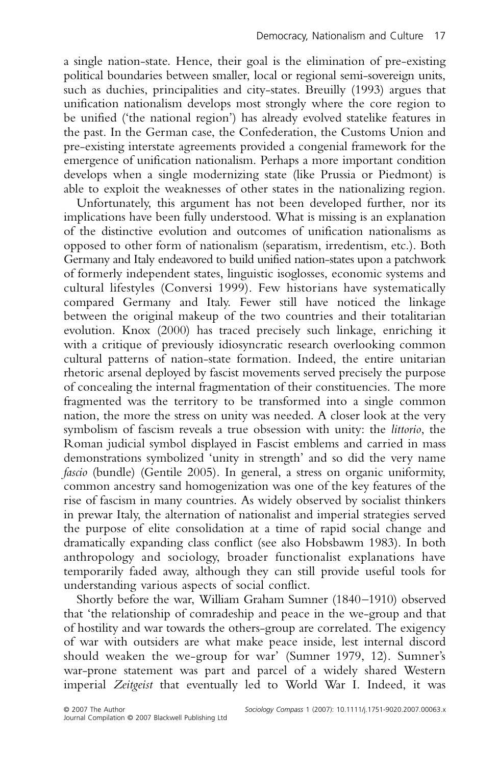a single nation-state. Hence, their goal is the elimination of pre-existing political boundaries between smaller, local or regional semi-sovereign units, such as duchies, principalities and city-states. Breuilly (1993) argues that unification nationalism develops most strongly where the core region to be unified ('the national region') has already evolved statelike features in the past. In the German case, the Confederation, the Customs Union and pre-existing interstate agreements provided a congenial framework for the emergence of unification nationalism. Perhaps a more important condition develops when a single modernizing state (like Prussia or Piedmont) is able to exploit the weaknesses of other states in the nationalizing region.

Unfortunately, this argument has not been developed further, nor its implications have been fully understood. What is missing is an explanation of the distinctive evolution and outcomes of unification nationalisms as opposed to other form of nationalism (separatism, irredentism, etc.). Both Germany and Italy endeavored to build unified nation-states upon a patchwork of formerly independent states, linguistic isoglosses, economic systems and cultural lifestyles (Conversi 1999). Few historians have systematically compared Germany and Italy. Fewer still have noticed the linkage between the original makeup of the two countries and their totalitarian evolution. Knox (2000) has traced precisely such linkage, enriching it with a critique of previously idiosyncratic research overlooking common cultural patterns of nation-state formation. Indeed, the entire unitarian rhetoric arsenal deployed by fascist movements served precisely the purpose of concealing the internal fragmentation of their constituencies. The more fragmented was the territory to be transformed into a single common nation, the more the stress on unity was needed. A closer look at the very symbolism of fascism reveals a true obsession with unity: the *littorio*, the Roman judicial symbol displayed in Fascist emblems and carried in mass demonstrations symbolized 'unity in strength' and so did the very name *fascio* (bundle) (Gentile 2005). In general, a stress on organic uniformity, common ancestry sand homogenization was one of the key features of the rise of fascism in many countries. As widely observed by socialist thinkers in prewar Italy, the alternation of nationalist and imperial strategies served the purpose of elite consolidation at a time of rapid social change and dramatically expanding class conflict (see also Hobsbawm 1983). In both anthropology and sociology, broader functionalist explanations have temporarily faded away, although they can still provide useful tools for understanding various aspects of social conflict.

Shortly before the war, William Graham Sumner (1840–1910) observed that 'the relationship of comradeship and peace in the we-group and that of hostility and war towards the others-group are correlated. The exigency of war with outsiders are what make peace inside, lest internal discord should weaken the we-group for war' (Sumner 1979, 12). Sumner's war-prone statement was part and parcel of a widely shared Western imperial *Zeitgeist* that eventually led to World War I. Indeed, it was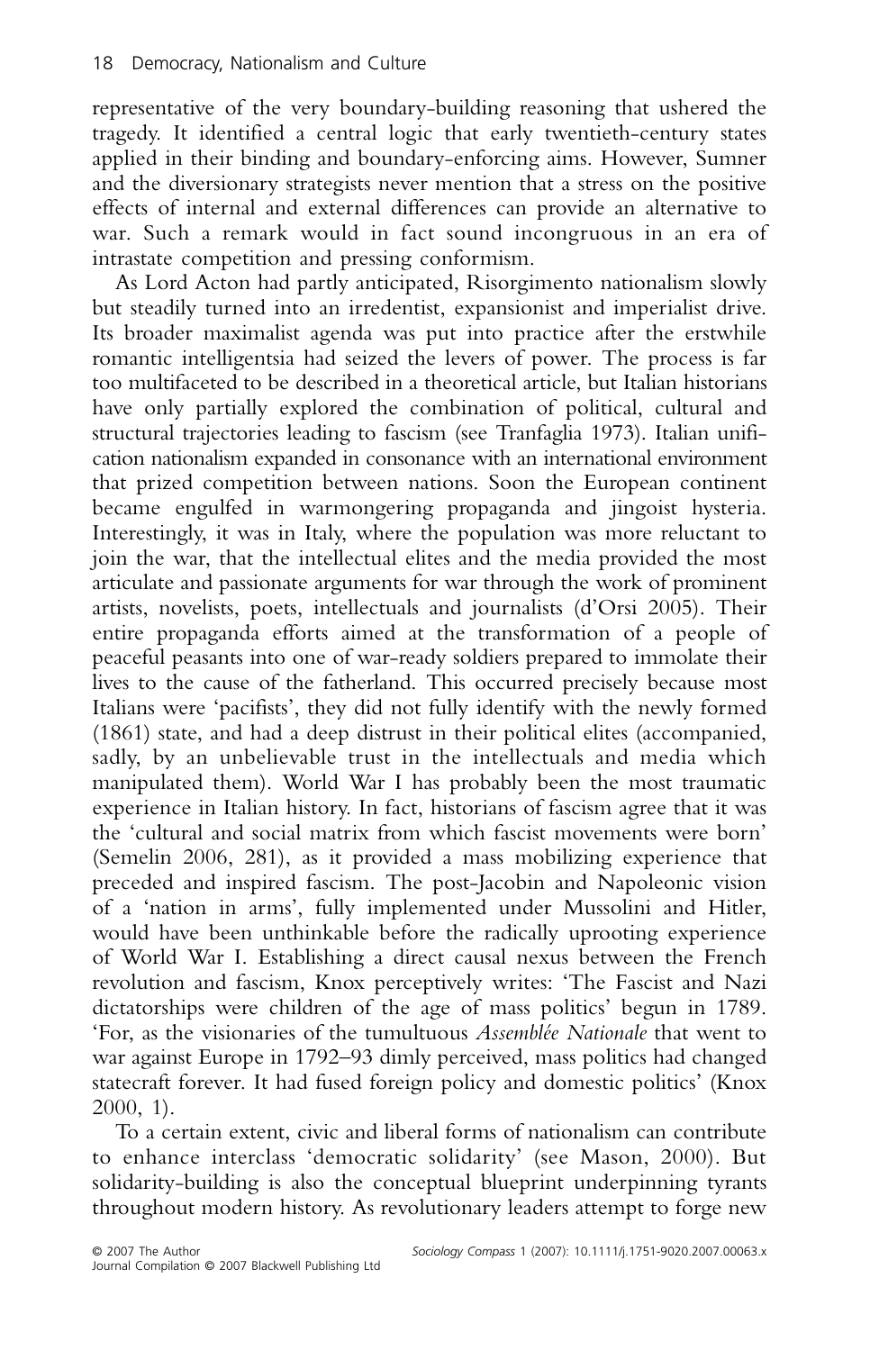representative of the very boundary-building reasoning that ushered the tragedy. It identified a central logic that early twentieth-century states applied in their binding and boundary-enforcing aims. However, Sumner and the diversionary strategists never mention that a stress on the positive effects of internal and external differences can provide an alternative to war. Such a remark would in fact sound incongruous in an era of intrastate competition and pressing conformism.

As Lord Acton had partly anticipated, Risorgimento nationalism slowly but steadily turned into an irredentist, expansionist and imperialist drive. Its broader maximalist agenda was put into practice after the erstwhile romantic intelligentsia had seized the levers of power. The process is far too multifaceted to be described in a theoretical article, but Italian historians have only partially explored the combination of political, cultural and structural trajectories leading to fascism (see Tranfaglia 1973). Italian unification nationalism expanded in consonance with an international environment that prized competition between nations. Soon the European continent became engulfed in warmongering propaganda and jingoist hysteria. Interestingly, it was in Italy, where the population was more reluctant to join the war, that the intellectual elites and the media provided the most articulate and passionate arguments for war through the work of prominent artists, novelists, poets, intellectuals and journalists (d'Orsi 2005). Their entire propaganda efforts aimed at the transformation of a people of peaceful peasants into one of war-ready soldiers prepared to immolate their lives to the cause of the fatherland. This occurred precisely because most Italians were 'pacifists', they did not fully identify with the newly formed (1861) state, and had a deep distrust in their political elites (accompanied, sadly, by an unbelievable trust in the intellectuals and media which manipulated them). World War I has probably been the most traumatic experience in Italian history. In fact, historians of fascism agree that it was the 'cultural and social matrix from which fascist movements were born' (Semelin 2006, 281), as it provided a mass mobilizing experience that preceded and inspired fascism. The post-Jacobin and Napoleonic vision of a 'nation in arms', fully implemented under Mussolini and Hitler, would have been unthinkable before the radically uprooting experience of World War I. Establishing a direct causal nexus between the French revolution and fascism, Knox perceptively writes: 'The Fascist and Nazi dictatorships were children of the age of mass politics' begun in 1789. 'For, as the visionaries of the tumultuous *Assemblée Nationale* that went to war against Europe in 1792–93 dimly perceived, mass politics had changed statecraft forever. It had fused foreign policy and domestic politics' (Knox 2000, 1).

To a certain extent, civic and liberal forms of nationalism can contribute to enhance interclass 'democratic solidarity' (see Mason, 2000). But solidarity-building is also the conceptual blueprint underpinning tyrants throughout modern history. As revolutionary leaders attempt to forge new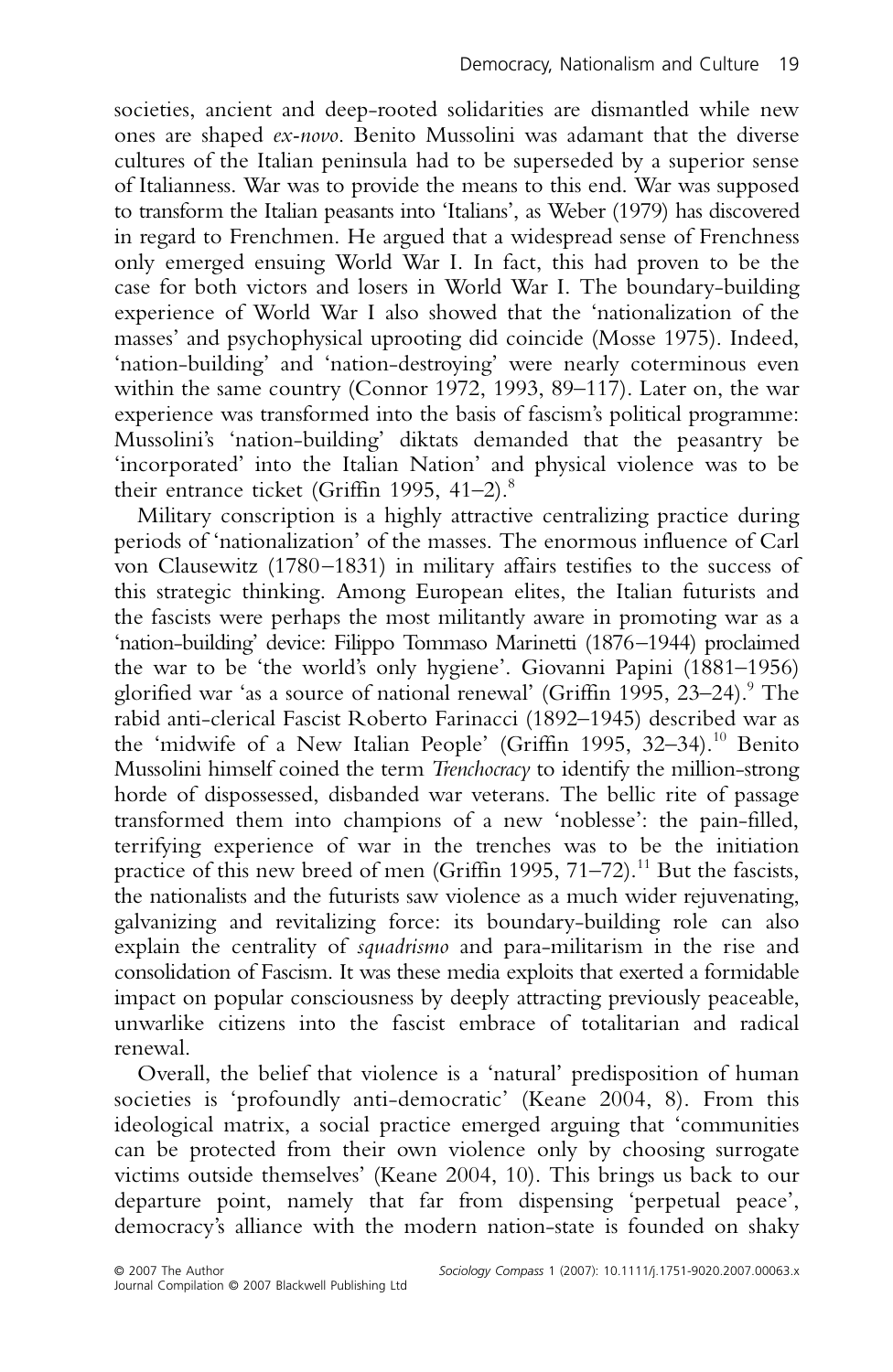societies, ancient and deep-rooted solidarities are dismantled while new ones are shaped *ex-novo*. Benito Mussolini was adamant that the diverse cultures of the Italian peninsula had to be superseded by a superior sense of Italianness. War was to provide the means to this end. War was supposed to transform the Italian peasants into 'Italians', as Weber (1979) has discovered in regard to Frenchmen. He argued that a widespread sense of Frenchness only emerged ensuing World War I. In fact, this had proven to be the case for both victors and losers in World War I. The boundary-building experience of World War I also showed that the 'nationalization of the masses' and psychophysical uprooting did coincide (Mosse 1975). Indeed, 'nation-building' and 'nation-destroying' were nearly coterminous even within the same country (Connor 1972, 1993, 89–117). Later on, the war experience was transformed into the basis of fascism's political programme: Mussolini's 'nation-building' diktats demanded that the peasantry be 'incorporated' into the Italian Nation' and physical violence was to be their entrance ticket (Griffin 1995, 41–2).[8]

Military conscription is a highly attractive centralizing practice during periods of 'nationalization' of the masses. The enormous influence of Carl von Clausewitz (1780–1831) in military affairs testifies to the success of this strategic thinking. Among European elites, the Italian futurists and the fascists were perhaps the most militantly aware in promoting war as a 'nation-building' device: Filippo Tommaso Marinetti (1876–1944) proclaimed the war to be 'the world's only hygiene'. Giovanni Papini (1881–1956) glorified war 'as a source of national renewal' (Griffin 1995, 23–24).[9] The rabid anti-clerical Fascist Roberto Farinacci (1892–1945) described war as the 'midwife of a New Italian People' (Griffin 1995, 32–34).[10] Benito Mussolini himself coined the term *Trenchocracy* to identify the million-strong horde of dispossessed, disbanded war veterans. The bellic rite of passage transformed them into champions of a new 'noblesse': the pain-filled, terrifying experience of war in the trenches was to be the initiation practice of this new breed of men (Griffin 1995, 71–72).[11] But the fascists, the nationalists and the futurists saw violence as a much wider rejuvenating, galvanizing and revitalizing force: its boundary-building role can also explain the centrality of *squadrismo* and para-militarism in the rise and consolidation of Fascism. It was these media exploits that exerted a formidable impact on popular consciousness by deeply attracting previously peaceable, unwarlike citizens into the fascist embrace of totalitarian and radical renewal.

Overall, the belief that violence is a 'natural' predisposition of human societies is 'profoundly anti-democratic' (Keane 2004, 8). From this ideological matrix, a social practice emerged arguing that 'communities can be protected from their own violence only by choosing surrogate victims outside themselves' (Keane 2004, 10). This brings us back to our departure point, namely that far from dispensing 'perpetual peace', democracy's alliance with the modern nation-state is founded on shaky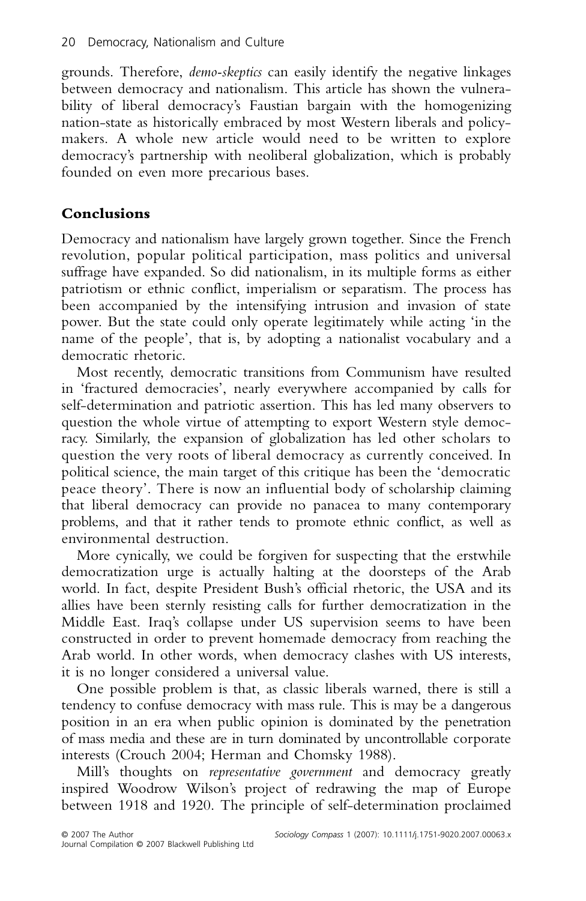grounds. Therefore, *demo-skeptics* can easily identify the negative linkages between democracy and nationalism. This article has shown the vulnerability of liberal democracy's Faustian bargain with the homogenizing nation-state as historically embraced by most Western liberals and policy-makers. A whole new article would need to be written to explore democracy's partnership with neoliberal globalization, which is probably founded on even more precarious bases.

## Conclusions

Democracy and nationalism have largely grown together. Since the French revolution, popular political participation, mass politics and universal suffrage have expanded. So did nationalism, in its multiple forms as either patriotism or ethnic conflict, imperialism or separatism. The process has been accompanied by the intensifying intrusion and invasion of state power. But the state could only operate legitimately while acting 'in the name of the people', that is, by adopting a nationalist vocabulary and a democratic rhetoric.

Most recently, democratic transitions from Communism have resulted in 'fractured democracies', nearly everywhere accompanied by calls for self-determination and patriotic assertion. This has led many observers to question the whole virtue of attempting to export Western style democracy. Similarly, the expansion of globalization has led other scholars to question the very roots of liberal democracy as currently conceived. In political science, the main target of this critique has been the 'democratic peace theory'. There is now an influential body of scholarship claiming that liberal democracy can provide no panacea to many contemporary problems, and that it rather tends to promote ethnic conflict, as well as environmental destruction.

More cynically, we could be forgiven for suspecting that the erstwhile democratization urge is actually halting at the doorsteps of the Arab world. In fact, despite President Bush's official rhetoric, the USA and its allies have been sternly resisting calls for further democratization in the Middle East. Iraq's collapse under US supervision seems to have been constructed in order to prevent homemade democracy from reaching the Arab world. In other words, when democracy clashes with US interests, it is no longer considered a universal value.

One possible problem is that, as classic liberals warned, there is still a tendency to confuse democracy with mass rule. This is may be a dangerous position in an era when public opinion is dominated by the penetration of mass media and these are in turn dominated by uncontrollable corporate interests (Crouch 2004; Herman and Chomsky 1988).

Mill's thoughts on *representative government* and democracy greatly inspired Woodrow Wilson's project of redrawing the map of Europe between 1918 and 1920. The principle of self-determination proclaimed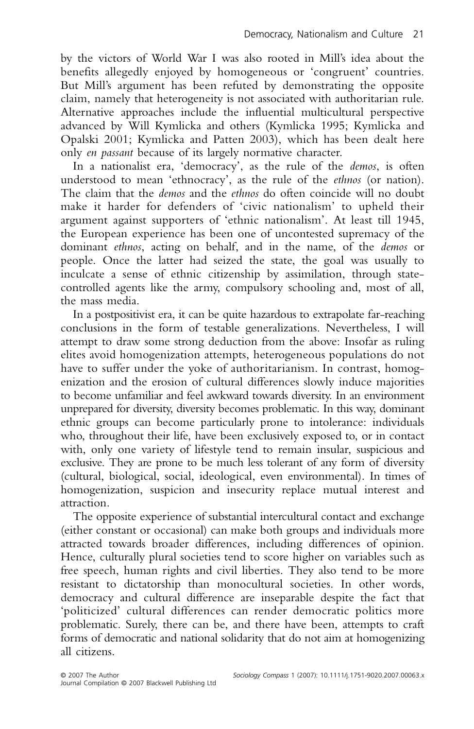by the victors of World War I was also rooted in Mill's idea about the benefits allegedly enjoyed by homogeneous or 'congruent' countries. But Mill's argument has been refuted by demonstrating the opposite claim, namely that heterogeneity is not associated with authoritarian rule. Alternative approaches include the influential multicultural perspective advanced by Will Kymlicka and others (Kymlicka 1995; Kymlicka and Opalski 2001; Kymlicka and Patten 2003), which has been dealt here only *en passant* because of its largely normative character.

In a nationalist era, 'democracy', as the rule of the *demos*, is often understood to mean 'ethnocracy', as the rule of the *ethnos* (or nation). The claim that the *demos* and the *ethnos* do often coincide will no doubt make it harder for defenders of 'civic nationalism' to upheld their argument against supporters of 'ethnic nationalism'. At least till 1945, the European experience has been one of uncontested supremacy of the dominant *ethnos*, acting on behalf, and in the name, of the *demos* or people. Once the latter had seized the state, the goal was usually to inculcate a sense of ethnic citizenship by assimilation, through state-controlled agents like the army, compulsory schooling and, most of all, the mass media.

In a postpositivist era, it can be quite hazardous to extrapolate far-reaching conclusions in the form of testable generalizations. Nevertheless, I will attempt to draw some strong deduction from the above: Insofar as ruling elites avoid homogenization attempts, heterogeneous populations do not have to suffer under the yoke of authoritarianism. In contrast, homogenization and the erosion of cultural differences slowly induce majorities to become unfamiliar and feel awkward towards diversity. In an environment unprepared for diversity, diversity becomes problematic. In this way, dominant ethnic groups can become particularly prone to intolerance: individuals who, throughout their life, have been exclusively exposed to, or in contact with, only one variety of lifestyle tend to remain insular, suspicious and exclusive. They are prone to be much less tolerant of any form of diversity (cultural, biological, social, ideological, even environmental). In times of homogenization, suspicion and insecurity replace mutual interest and attraction.

The opposite experience of substantial intercultural contact and exchange (either constant or occasional) can make both groups and individuals more attracted towards broader differences, including differences of opinion. Hence, culturally plural societies tend to score higher on variables such as free speech, human rights and civil liberties. They also tend to be more resistant to dictatorship than monocultural societies. In other words, democracy and cultural difference are inseparable despite the fact that 'politicized' cultural differences can render democratic politics more problematic. Surely, there can be, and there have been, attempts to craft forms of democratic and national solidarity that do not aim at homogenizing all citizens.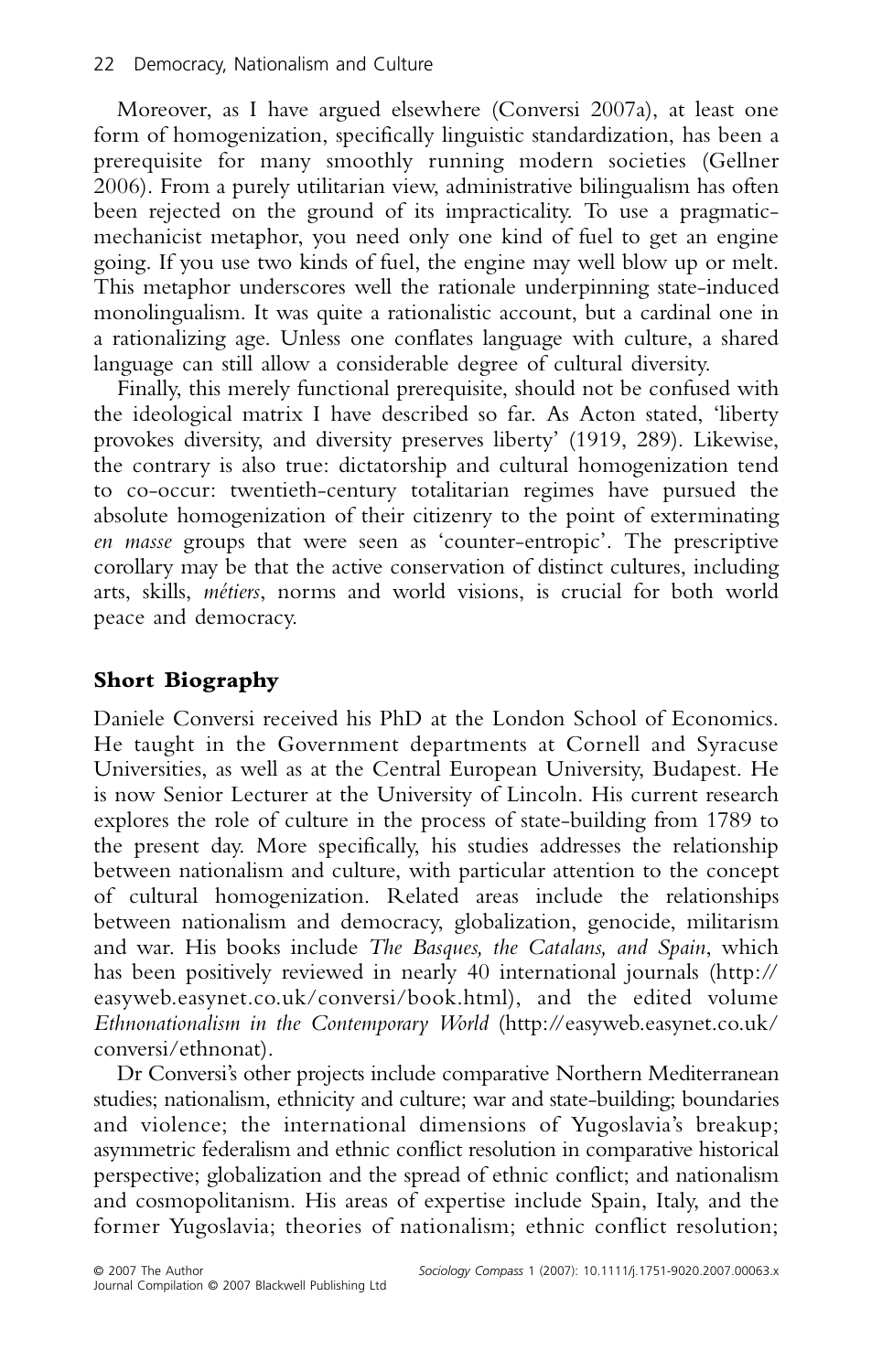Moreover, as I have argued elsewhere (Conversi 2007a), at least one form of homogenization, specifically linguistic standardization, has been a prerequisite for many smoothly running modern societies (Gellner 2006). From a purely utilitarian view, administrative bilingualism has often been rejected on the ground of its impracticality. To use a pragmatic-mechanicist metaphor, you need only one kind of fuel to get an engine going. If you use two kinds of fuel, the engine may well blow up or melt. This metaphor underscores well the rationale underpinning state-induced monolingualism. It was quite a rationalistic account, but a cardinal one in a rationalizing age. Unless one conflates language with culture, a shared language can still allow a considerable degree of cultural diversity.

Finally, this merely functional prerequisite, should not be confused with the ideological matrix I have described so far. As Acton stated, 'liberty provokes diversity, and diversity preserves liberty' (1919, 289). Likewise, the contrary is also true: dictatorship and cultural homogenization tend to co-occur: twentieth-century totalitarian regimes have pursued the absolute homogenization of their citizenry to the point of exterminating *en masse* groups that were seen as 'counter-entropic'. The prescriptive corollary may be that the active conservation of distinct cultures, including arts, skills, *métiers*, norms and world visions, is crucial for both world peace and democracy.

## Short Biography

Daniele Conversi received his PhD at the London School of Economics. He taught in the Government departments at Cornell and Syracuse Universities, as well as at the Central European University, Budapest. He is now Senior Lecturer at the University of Lincoln. His current research explores the role of culture in the process of state-building from 1789 to the present day. More specifically, his studies addresses the relationship between nationalism and culture, with particular attention to the concept of cultural homogenization. Related areas include the relationships between nationalism and democracy, globalization, genocide, militarism and war. His books include *The Basques, the Catalans, and Spain*, which has been positively reviewed in nearly 40 international journals (http://easyweb.easynet.co.uk/conversi/book.html), and the edited volume *Ethnonationalism in the Contemporary World* (http://easyweb.easynet.co.uk/conversi/ethnonat).

Dr Conversi's other projects include comparative Northern Mediterranean studies; nationalism, ethnicity and culture; war and state-building; boundaries and violence; the international dimensions of Yugoslavia's breakup; asymmetric federalism and ethnic conflict resolution in comparative historical perspective; globalization and the spread of ethnic conflict; and nationalism and cosmopolitanism. His areas of expertise include Spain, Italy, and the former Yugoslavia; theories of nationalism; ethnic conflict resolution;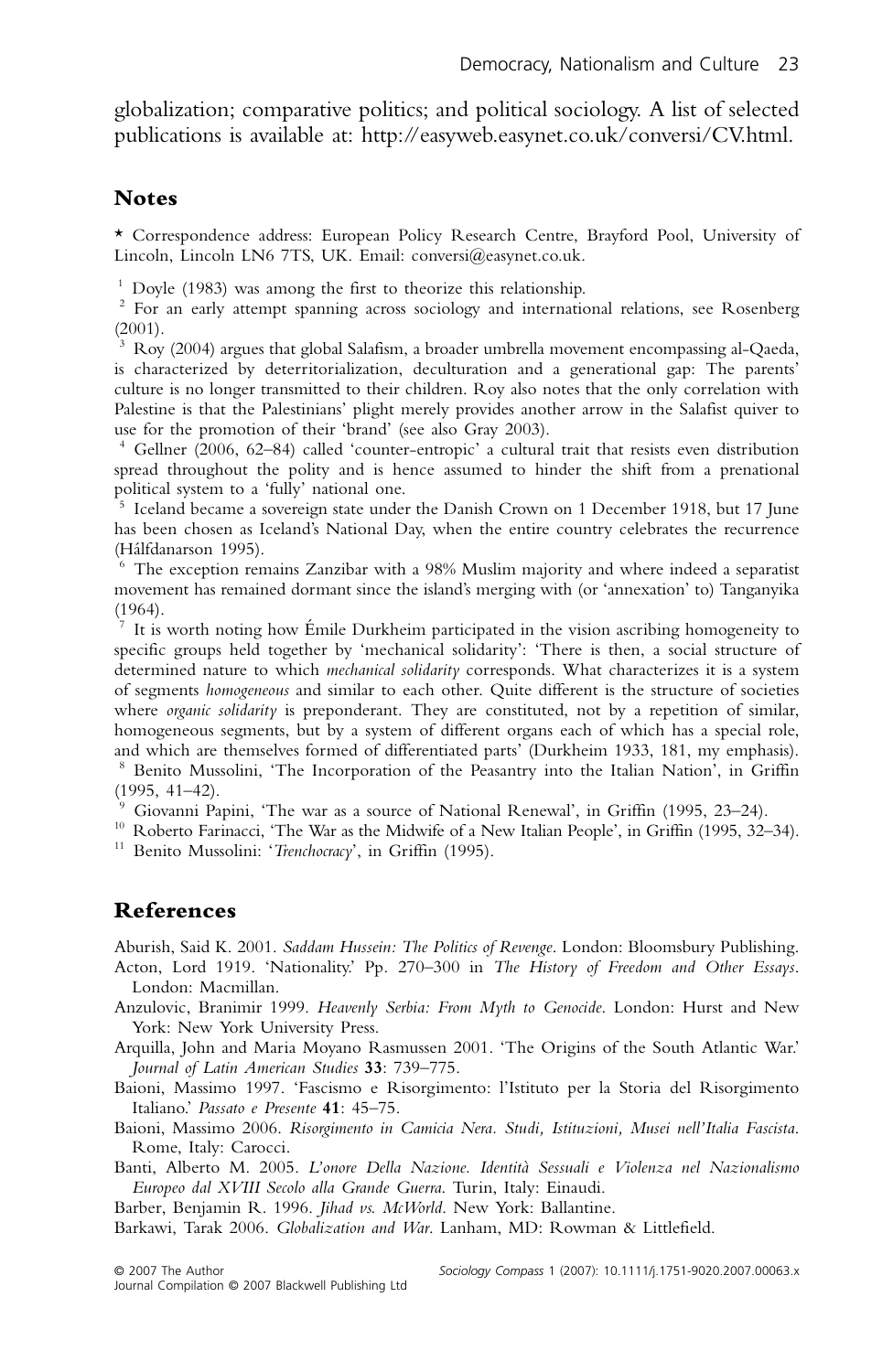globalization; comparative politics; and political sociology. A list of selected publications is available at: http://easyweb.easynet.co.uk/conversi/CV.html.

## Notes

\* Correspondence address: European Policy Research Centre, Brayford Pool, University of Lincoln, Lincoln LN6 7TS, UK. Email: conversi@easynet.co.uk.

[1] Doyle (1983) was among the first to theorize this relationship.

[2] For an early attempt spanning across sociology and international relations, see Rosenberg (2001).

[3] Roy (2004) argues that global Salafism, a broader umbrella movement encompassing al-Qaeda, is characterized by deterritorialization, deculturation and a generational gap: The parents' culture is no longer transmitted to their children. Roy also notes that the only correlation with Palestine is that the Palestinians' plight merely provides another arrow in the Salafist quiver to use for the promotion of their 'brand' (see also Gray 2003).

[4] Gellner (2006, 62–84) called 'counter-entropic' a cultural trait that resists even distribution spread throughout the polity and is hence assumed to hinder the shift from a prenational political system to a 'fully' national one.

[5] Iceland became a sovereign state under the Danish Crown on 1 December 1918, but 17 June has been chosen as Iceland's National Day, when the entire country celebrates the recurrence (Hálfdanarson 1995).

[6] The exception remains Zanzibar with a 98% Muslim majority and where indeed a separatist movement has remained dormant since the island's merging with (or 'annexation' to) Tanganyika (1964).

[7] It is worth noting how Émile Durkheim participated in the vision ascribing homogeneity to specific groups held together by 'mechanical solidarity': 'There is then, a social structure of determined nature to which *mechanical solidarity* corresponds. What characterizes it is a system of segments *homogeneous* and similar to each other. Quite different is the structure of societies where *organic solidarity* is preponderant. They are constituted, not by a repetition of similar, homogeneous segments, but by a system of different organs each of which has a special role, and which are themselves formed of differentiated parts' (Durkheim 1933, 181, my emphasis).

[8] Benito Mussolini, 'The Incorporation of the Peasantry into the Italian Nation', in Griffin (1995, 41–42).

[9] Giovanni Papini, 'The war as a source of National Renewal', in Griffin (1995, 23–24).

[10] Roberto Farinacci, 'The War as the Midwife of a New Italian People', in Griffin (1995, 32–34).

[11] Benito Mussolini: '*Trenchocracy*', in Griffin (1995).

## References

Aburish, Said K. 2001. *Saddam Hussein: The Politics of Revenge*. London: Bloomsbury Publishing.

Acton, Lord 1919. 'Nationality.' Pp. 270–300 in *The History of Freedom and Other Essays*. London: Macmillan.

Anzulovic, Branimir 1999. *Heavenly Serbia: From Myth to Genocide*. London: Hurst and New York: New York University Press.

Arquilla, John and Maria Moyano Rasmussen 2001. 'The Origins of the South Atlantic War.' *Journal of Latin American Studies* **33**: 739–775.

Baioni, Massimo 1997. 'Fascismo e Risorgimento: l'Istituto per la Storia del Risorgimento Italiano.' *Passato e Presente* **41**: 45–75.

Baioni, Massimo 2006. *Risorgimento in Camicia Nera. Studi, Istituzioni, Musei nell'Italia Fascista*. Rome, Italy: Carocci.

Banti, Alberto M. 2005. *L'onore Della Nazione. Identità Sessuali e Violenza nel Nazionalismo Europeo dal XVIII Secolo alla Grande Guerra*. Turin, Italy: Einaudi.

Barber, Benjamin R. 1996. *Jihad vs. McWorld*. New York: Ballantine.

Barkawi, Tarak 2006. *Globalization and War*. Lanham, MD: Rowman & Littlefield.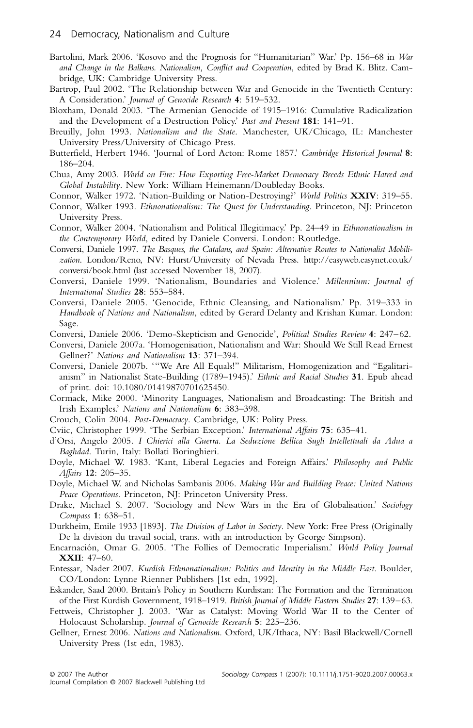Bartolini, Mark 2006. 'Kosovo and the Prognosis for "Humanitarian" War.' Pp. 156–68 in *War and Change in the Balkans. Nationalism, Conflict and Cooperation*, edited by Brad K. Blitz. Cambridge, UK: Cambridge University Press.

Bartrop, Paul 2002. 'The Relationship between War and Genocide in the Twentieth Century: A Consideration.' *Journal of Genocide Research* **4**: 519–532.

Bloxham, Donald 2003. 'The Armenian Genocide of 1915–1916: Cumulative Radicalization and the Development of a Destruction Policy.' *Past and Present* **181**: 141–91.

Breuilly, John 1993. *Nationalism and the State*. Manchester, UK/Chicago, IL: Manchester University Press/University of Chicago Press.

Butterfield, Herbert 1946. 'Journal of Lord Acton: Rome 1857.' *Cambridge Historical Journal* **8**: 186–204.

Chua, Amy 2003. *World on Fire: How Exporting Free-Market Democracy Breeds Ethnic Hatred and Global Instability*. New York: William Heinemann/Doubleday Books.

Connor, Walker 1972. 'Nation-Building or Nation-Destroying?' *World Politics* **XXIV**: 319–55.

Connor, Walker 1993. *Ethnonationalism: The Quest for Understanding*. Princeton, NJ: Princeton University Press.

Connor, Walker 2004. 'Nationalism and Political Illegitimacy.' Pp. 24–49 in *Ethnonationalism in the Contemporary World*, edited by Daniele Conversi. London: Routledge.

Conversi, Daniele 1997. *The Basques, the Catalans, and Spain: Alternative Routes to Nationalist Mobilization*. London/Reno, NV: Hurst/University of Nevada Press. http://easyweb.easynet.co.uk/conversi/book.html (last accessed November 18, 2007).

Conversi, Daniele 1999. 'Nationalism, Boundaries and Violence.' *Millennium: Journal of International Studies* **28**: 553–584.

Conversi, Daniele 2005. 'Genocide, Ethnic Cleansing, and Nationalism.' Pp. 319–333 in *Handbook of Nations and Nationalism*, edited by Gerard Delanty and Krishan Kumar. London: Sage.

Conversi, Daniele 2006. 'Demo-Skepticism and Genocide', *Political Studies Review* **4**: 247–62.

Conversi, Daniele 2007a. 'Homogenisation, Nationalism and War: Should We Still Read Ernest Gellner?' *Nations and Nationalism* **13**: 371–394.

Conversi, Daniele 2007b. '"We Are All Equals!" Militarism, Homogenization and "Egalitarianism" in Nationalist State-Building (1789–1945).' *Ethnic and Racial Studies* **31**. Epub ahead of print. doi: 10.1080/01419870701625450.

Cormack, Mike 2000. 'Minority Languages, Nationalism and Broadcasting: The British and Irish Examples.' *Nations and Nationalism* **6**: 383–398.

Crouch, Colin 2004. *Post-Democracy*. Cambridge, UK: Polity Press.

Cviic, Christopher 1999. 'The Serbian Exception.' *International Affairs* **75**: 635–41.

d'Orsi, Angelo 2005. *I Chierici alla Guerra. La Seduzione Bellica Sugli Intellettuali da Adua a Baghdad*. Turin, Italy: Bollati Boringhieri.

Doyle, Michael W. 1983. 'Kant, Liberal Legacies and Foreign Affairs.' *Philosophy and Public Affairs* **12**: 205–35.

Doyle, Michael W. and Nicholas Sambanis 2006. *Making War and Building Peace: United Nations Peace Operations*. Princeton, NJ: Princeton University Press.

Drake, Michael S. 2007. 'Sociology and New Wars in the Era of Globalisation.' *Sociology Compass* **1**: 638–51.

Durkheim, Emile 1933 [1893]. *The Division of Labor in Society*. New York: Free Press (Originally De la division du travail social, trans. with an introduction by George Simpson).

Encarnación, Omar G. 2005. 'The Follies of Democratic Imperialism.' *World Policy Journal* **XXII**: 47–60.

Entessar, Nader 2007. *Kurdish Ethnonationalism: Politics and Identity in the Middle East*. Boulder, CO/London: Lynne Rienner Publishers [1st edn, 1992].

Eskander, Saad 2000. Britain's Policy in Southern Kurdistan: The Formation and the Termination of the First Kurdish Government, 1918–1919. *British Journal of Middle Eastern Studies* **27**: 139–63.

Fettweis, Christopher J. 2003. 'War as Catalyst: Moving World War II to the Center of Holocaust Scholarship. *Journal of Genocide Research* **5**: 225–236.

Gellner, Ernest 2006. *Nations and Nationalism*. Oxford, UK/Ithaca, NY: Basil Blackwell/Cornell University Press (1st edn, 1983).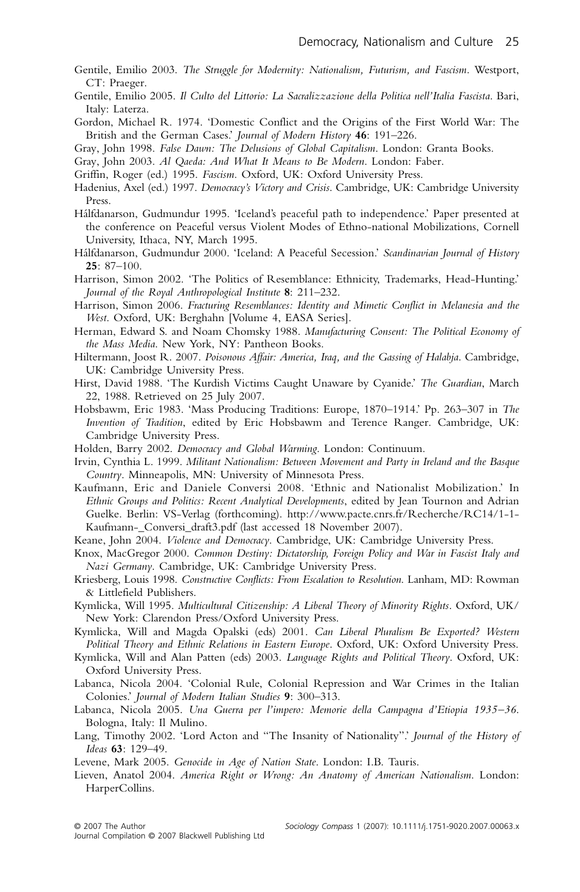Gentile, Emilio 2003. *The Struggle for Modernity: Nationalism, Futurism, and Fascism*. Westport, CT: Praeger.

Gentile, Emilio 2005. *Il Culto del Littorio: La Sacralizzazione della Politica nell'Italia Fascista*. Bari, Italy: Laterza.

Gordon, Michael R. 1974. 'Domestic Conflict and the Origins of the First World War: The British and the German Cases.' *Journal of Modern History* **46**: 191–226.

Gray, John 1998. *False Dawn: The Delusions of Global Capitalism*. London: Granta Books.

Gray, John 2003. *Al Qaeda: And What It Means to Be Modern*. London: Faber.

Griffin, Roger (ed.) 1995. *Fascism*. Oxford, UK: Oxford University Press.

Hadenius, Axel (ed.) 1997. *Democracy's Victory and Crisis*. Cambridge, UK: Cambridge University Press.

Hálfdanarson, Gudmundur 1995. 'Iceland's peaceful path to independence.' Paper presented at the conference on Peaceful versus Violent Modes of Ethno-national Mobilizations, Cornell University, Ithaca, NY, March 1995.

Hálfdanarson, Gudmundur 2000. 'Iceland: A Peaceful Secession.' *Scandinavian Journal of History* **25**: 87–100.

Harrison, Simon 2002. 'The Politics of Resemblance: Ethnicity, Trademarks, Head-Hunting.' *Journal of the Royal Anthropological Institute* **8**: 211–232.

Harrison, Simon 2006. *Fracturing Resemblances: Identity and Mimetic Conflict in Melanesia and the West*. Oxford, UK: Berghahn [Volume 4, EASA Series].

Herman, Edward S. and Noam Chomsky 1988. *Manufacturing Consent: The Political Economy of the Mass Media*. New York, NY: Pantheon Books.

Hiltermann, Joost R. 2007. *Poisonous Affair: America, Iraq, and the Gassing of Halabja*. Cambridge, UK: Cambridge University Press.

Hirst, David 1988. 'The Kurdish Victims Caught Unaware by Cyanide.' *The Guardian*, March 22, 1988. Retrieved on 25 July 2007.

Hobsbawm, Eric 1983. 'Mass Producing Traditions: Europe, 1870–1914.' Pp. 263–307 in *The Invention of Tradition*, edited by Eric Hobsbawm and Terence Ranger. Cambridge, UK: Cambridge University Press.

Holden, Barry 2002. *Democracy and Global Warming*. London: Continuum.

Irvin, Cynthia L. 1999. *Militant Nationalism: Between Movement and Party in Ireland and the Basque Country*. Minneapolis, MN: University of Minnesota Press.

Kaufmann, Eric and Daniele Conversi 2008. 'Ethnic and Nationalist Mobilization.' In *Ethnic Groups and Politics: Recent Analytical Developments*, edited by Jean Tournon and Adrian Guelke. Berlin: VS-Verlag (forthcoming). http://www.pacte.cnrs.fr/Recherche/RC14/1-1-Kaufmann-_Conversi_draft3.pdf (last accessed 18 November 2007).

Keane, John 2004. *Violence and Democracy*. Cambridge, UK: Cambridge University Press.

Knox, MacGregor 2000. *Common Destiny: Dictatorship, Foreign Policy and War in Fascist Italy and Nazi Germany*. Cambridge, UK: Cambridge University Press.

Kriesberg, Louis 1998. *Constructive Conflicts: From Escalation to Resolution*. Lanham, MD: Rowman & Littlefield Publishers.

Kymlicka, Will 1995. *Multicultural Citizenship: A Liberal Theory of Minority Rights*. Oxford, UK/New York: Clarendon Press/Oxford University Press.

Kymlicka, Will and Magda Opalski (eds) 2001. *Can Liberal Pluralism Be Exported? Western Political Theory and Ethnic Relations in Eastern Europe*. Oxford, UK: Oxford University Press.

Kymlicka, Will and Alan Patten (eds) 2003. *Language Rights and Political Theory*. Oxford, UK: Oxford University Press.

Labanca, Nicola 2004. 'Colonial Rule, Colonial Repression and War Crimes in the Italian Colonies.' *Journal of Modern Italian Studies* **9**: 300–313.

Labanca, Nicola 2005. *Una Guerra per l'impero: Memorie della Campagna d'Etiopia 1935–36*. Bologna, Italy: Il Mulino.

Lang, Timothy 2002. 'Lord Acton and "The Insanity of Nationality".' *Journal of the History of Ideas* **63**: 129–49.

Levene, Mark 2005. *Genocide in Age of Nation State*. London: I.B. Tauris.

Lieven, Anatol 2004. *America Right or Wrong: An Anatomy of American Nationalism*. London: HarperCollins.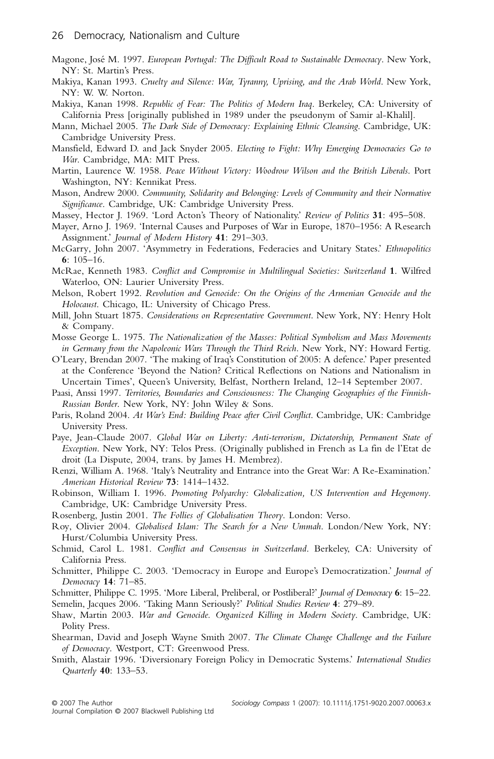Magone, José M. 1997. *European Portugal: The Difficult Road to Sustainable Democracy*. New York, NY: St. Martin's Press.

Makiya, Kanan 1993. *Cruelty and Silence: War, Tyranny, Uprising, and the Arab World*. New York, NY: W. W. Norton.

Makiya, Kanan 1998. *Republic of Fear: The Politics of Modern Iraq*. Berkeley, CA: University of California Press [originally published in 1989 under the pseudonym of Samir al-Khalil].

Mann, Michael 2005. *The Dark Side of Democracy: Explaining Ethnic Cleansing*. Cambridge, UK: Cambridge University Press.

Mansfield, Edward D. and Jack Snyder 2005. *Electing to Fight: Why Emerging Democracies Go to War*. Cambridge, MA: MIT Press.

Martin, Laurence W. 1958. *Peace Without Victory: Woodrow Wilson and the British Liberals*. Port Washington, NY: Kennikat Press.

Mason, Andrew 2000. *Community, Solidarity and Belonging: Levels of Community and their Normative Significance*. Cambridge, UK: Cambridge University Press.

Massey, Hector J. 1969. 'Lord Acton's Theory of Nationality.' *Review of Politics* **31**: 495–508.

Mayer, Arno J. 1969. 'Internal Causes and Purposes of War in Europe, 1870–1956: A Research Assignment.' *Journal of Modern History* **41**: 291–303.

McGarry, John 2007. 'Asymmetry in Federations, Federacies and Unitary States.' *Ethnopolitics* **6**: 105–16.

McRae, Kenneth 1983. *Conflict and Compromise in Multilingual Societies: Switzerland* **1**. Wilfred Waterloo, ON: Laurier University Press.

Melson, Robert 1992. *Revolution and Genocide: On the Origins of the Armenian Genocide and the Holocaust*. Chicago, IL: University of Chicago Press.

Mill, John Stuart 1875. *Considerations on Representative Government*. New York, NY: Henry Holt & Company.

Mosse George L. 1975. *The Nationalization of the Masses: Political Symbolism and Mass Movements in Germany from the Napoleonic Wars Through the Third Reich*. New York, NY: Howard Fertig.

O'Leary, Brendan 2007. 'The making of Iraq's Constitution of 2005: A defence.' Paper presented at the Conference 'Beyond the Nation? Critical Reflections on Nations and Nationalism in Uncertain Times', Queen's University, Belfast, Northern Ireland, 12–14 September 2007.

Paasi, Anssi 1997. *Territories, Boundaries and Consciousness: The Changing Geographies of the Finnish-Russian Border*. New York, NY: John Wiley & Sons.

Paris, Roland 2004. *At War's End: Building Peace after Civil Conflict*. Cambridge, UK: Cambridge University Press.

Paye, Jean-Claude 2007. *Global War on Liberty: Anti-terrorism, Dictatorship, Permanent State of Exception*. New York, NY: Telos Press. (Originally published in French as La fin de l'Etat de droit (La Dispute, 2004, trans. by James H. Membrez).

Renzi, William A. 1968. 'Italy's Neutrality and Entrance into the Great War: A Re-Examination.' *American Historical Review* **73**: 1414–1432.

Robinson, William I. 1996. *Promoting Polyarchy: Globalization, US Intervention and Hegemony*. Cambridge, UK: Cambridge University Press.

Rosenberg, Justin 2001. *The Follies of Globalisation Theory*. London: Verso.

Roy, Olivier 2004. *Globalised Islam: The Search for a New Ummah*. London/New York, NY: Hurst/Columbia University Press.

Schmid, Carol L. 1981. *Conflict and Consensus in Switzerland*. Berkeley, CA: University of California Press.

Schmitter, Philippe C. 2003. 'Democracy in Europe and Europe's Democratization.' *Journal of Democracy* **14**: 71–85.

Schmitter, Philippe C. 1995. 'More Liberal, Preliberal, or Postliberal?' *Journal of Democracy* **6**: 15–22.

Semelin, Jacques 2006. 'Taking Mann Seriously?' *Political Studies Review* **4**: 279–89.

Shaw, Martin 2003. *War and Genocide. Organized Killing in Modern Society*. Cambridge, UK: Polity Press.

Shearman, David and Joseph Wayne Smith 2007. *The Climate Change Challenge and the Failure of Democracy*. Westport, CT: Greenwood Press.

Smith, Alastair 1996. 'Diversionary Foreign Policy in Democratic Systems.' *International Studies Quarterly* **40**: 133–53.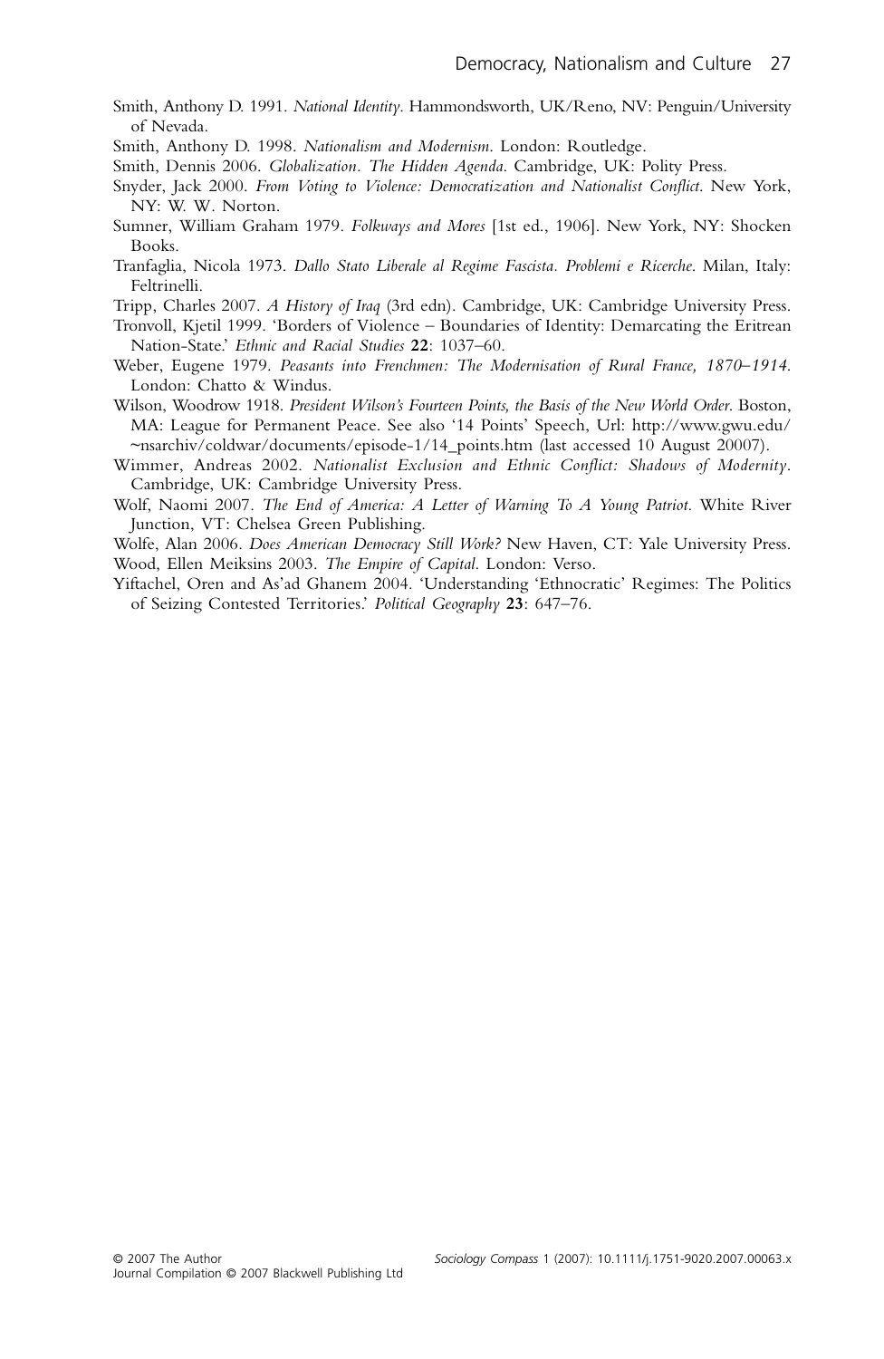Smith, Anthony D. 1991. *National Identity*. Hammondsworth, UK/Reno, NV: Penguin/University of Nevada.

Smith, Anthony D. 1998. *Nationalism and Modernism*. London: Routledge.

Smith, Dennis 2006. *Globalization. The Hidden Agenda*. Cambridge, UK: Polity Press.

Snyder, Jack 2000. *From Voting to Violence: Democratization and Nationalist Conflict*. New York, NY: W. W. Norton.

Sumner, William Graham 1979. *Folkways and Mores* [1st ed., 1906]. New York, NY: Shocken Books.

Tranfaglia, Nicola 1973. *Dallo Stato Liberale al Regime Fascista. Problemi e Ricerche*. Milan, Italy: Feltrinelli.

Tripp, Charles 2007. *A History of Iraq* (3rd edn). Cambridge, UK: Cambridge University Press.

Tronvoll, Kjetil 1999. 'Borders of Violence – Boundaries of Identity: Demarcating the Eritrean Nation-State.' *Ethnic and Racial Studies* **22**: 1037–60.

Weber, Eugene 1979. *Peasants into Frenchmen: The Modernisation of Rural France, 1870–1914*. London: Chatto & Windus.

Wilson, Woodrow 1918. *President Wilson's Fourteen Points, the Basis of the New World Order*. Boston, MA: League for Permanent Peace. See also '14 Points' Speech, Url: http://www.gwu.edu/~nsarchiv/coldwar/documents/episode-1/14_points.htm (last accessed 10 August 20007).

Wimmer, Andreas 2002. *Nationalist Exclusion and Ethnic Conflict: Shadows of Modernity*. Cambridge, UK: Cambridge University Press.

Wolf, Naomi 2007. *The End of America: A Letter of Warning To A Young Patriot*. White River Junction, VT: Chelsea Green Publishing.

Wolfe, Alan 2006. *Does American Democracy Still Work?* New Haven, CT: Yale University Press.

Wood, Ellen Meiksins 2003. *The Empire of Capital*. London: Verso.

Yiftachel, Oren and As'ad Ghanem 2004. 'Understanding 'Ethnocratic' Regimes: The Politics of Seizing Contested Territories.' *Political Geography* **23**: 647–76.